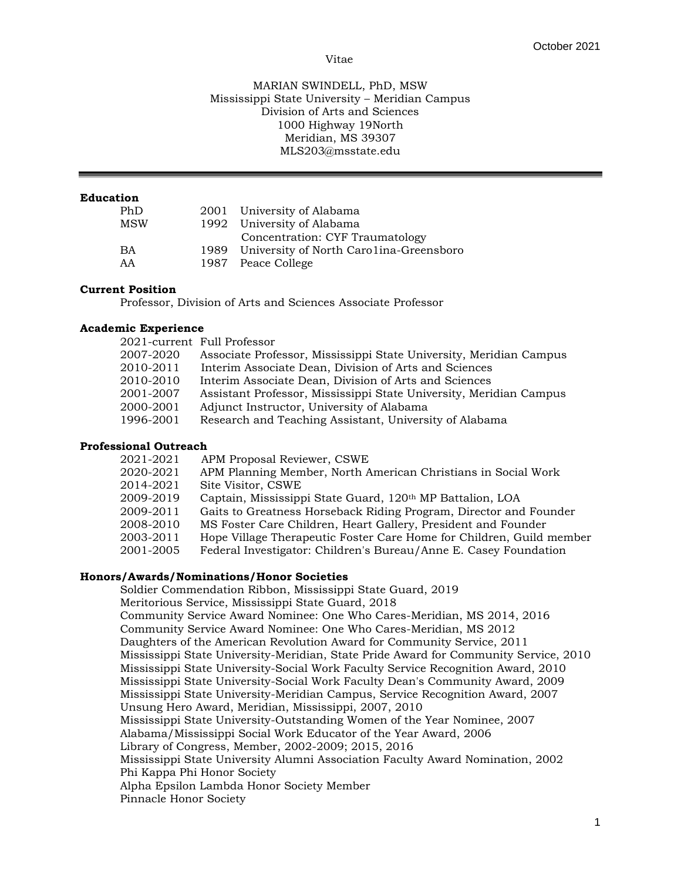October 2021

Vitae

MARIAN SWINDELL, PhD, MSW
Mississippi State University – Meridian Campus
Division of Arts and Sciences
1000 Highway 19North
Meridian, MS 39307
MLS203@msstate.edu

---

**Education**

| | | |
|---|---|---|
| PhD | 2001 | University of Alabama |
| MSW | 1992 | University of Alabama |
| | | Concentration: CYF Traumatology |
| BA | 1989 | University of North Caro1ina-Greensboro |
| AA | 1987 | Peace College |

**Current Position**

Professor, Division of Arts and Sciences Associate Professor

**Academic Experience**

| | |
|---|---|
| 2021-current | Full Professor |
| 2007-2020 | Associate Professor, Mississippi State University, Meridian Campus |
| 2010-2011 | Interim Associate Dean, Division of Arts and Sciences |
| 2010-2010 | Interim Associate Dean, Division of Arts and Sciences |
| 2001-2007 | Assistant Professor, Mississippi State University, Meridian Campus |
| 2000-2001 | Adjunct Instructor, University of Alabama |
| 1996-2001 | Research and Teaching Assistant, University of Alabama |

**Professional Outreach**

| | |
|---|---|
| 2021-2021 | APM Proposal Reviewer, CSWE |
| 2020-2021 | APM Planning Member, North American Christians in Social Work |
| 2014-2021 | Site Visitor, CSWE |
| 2009-2019 | Captain, Mississippi State Guard, 120th MP Battalion, LOA |
| 2009-2011 | Gaits to Greatness Horseback Riding Program, Director and Founder |
| 2008-2010 | MS Foster Care Children, Heart Gallery, President and Founder |
| 2003-2011 | Hope Village Therapeutic Foster Care Home for Children, Guild member |
| 2001-2005 | Federal Investigator: Children's Bureau/Anne E. Casey Foundation |

**Honors/Awards/Nominations/Honor Societies**

Soldier Commendation Ribbon, Mississippi State Guard, 2019
Meritorious Service, Mississippi State Guard, 2018
Community Service Award Nominee: One Who Cares-Meridian, MS 2014, 2016
Community Service Award Nominee: One Who Cares-Meridian, MS 2012
Daughters of the American Revolution Award for Community Service, 2011
Mississippi State University-Meridian, State Pride Award for Community Service, 2010
Mississippi State University-Social Work Faculty Service Recognition Award, 2010
Mississippi State University-Social Work Faculty Dean's Community Award, 2009
Mississippi State University-Meridian Campus, Service Recognition Award, 2007
Unsung Hero Award, Meridian, Mississippi, 2007, 2010
Mississippi State University-Outstanding Women of the Year Nominee, 2007
Alabama/Mississippi Social Work Educator of the Year Award, 2006
Library of Congress, Member, 2002-2009; 2015, 2016
Mississippi State University Alumni Association Faculty Award Nomination, 2002
Phi Kappa Phi Honor Society
Alpha Epsilon Lambda Honor Society Member
Pinnacle Honor Society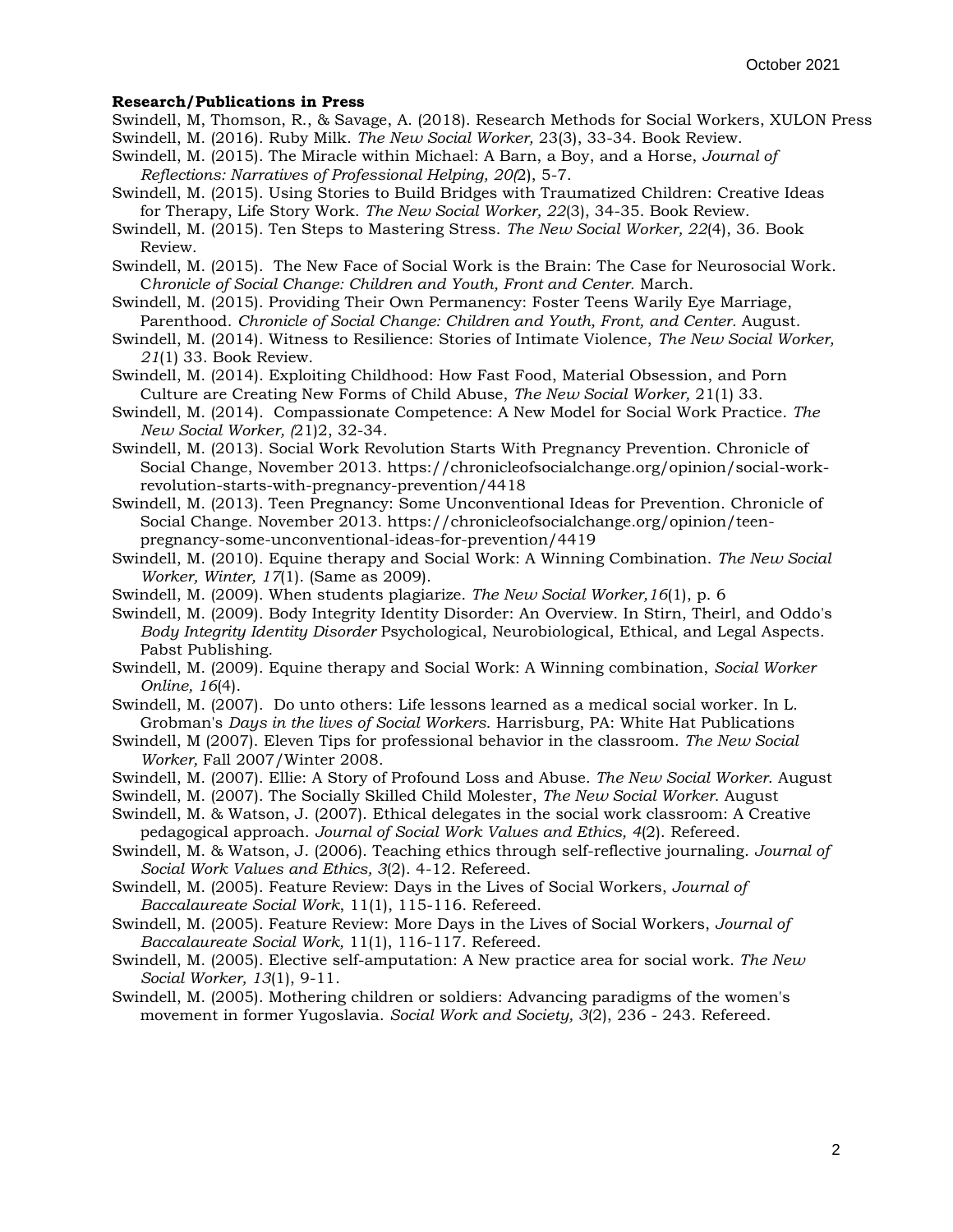**Research/Publications in Press**

Swindell, M, Thomson, R., & Savage, A. (2018). Research Methods for Social Workers, XULON Press

Swindell, M. (2016). Ruby Milk. *The New Social Worker,* 23(3), 33-34. Book Review.

Swindell, M. (2015). The Miracle within Michael: A Barn, a Boy, and a Horse, *Journal of Reflections: Narratives of Professional Helping, 20(*2), 5-7.

Swindell, M. (2015). Using Stories to Build Bridges with Traumatized Children: Creative Ideas for Therapy, Life Story Work. *The New Social Worker, 22*(3), 34-35. Book Review.

Swindell, M. (2015). Ten Steps to Mastering Stress. *The New Social Worker, 22*(4), 36. Book Review.

Swindell, M. (2015). The New Face of Social Work is the Brain: The Case for Neurosocial Work. C*hronicle of Social Change: Children and Youth, Front and Center.* March.

Swindell, M. (2015). Providing Their Own Permanency: Foster Teens Warily Eye Marriage, Parenthood. *Chronicle of Social Change: Children and Youth, Front, and Center.* August.

Swindell, M. (2014). Witness to Resilience: Stories of Intimate Violence, *The New Social Worker, 21*(1) 33. Book Review.

Swindell, M. (2014). Exploiting Childhood: How Fast Food, Material Obsession, and Porn Culture are Creating New Forms of Child Abuse, *The New Social Worker,* 21(1) 33.

Swindell, M. (2014). Compassionate Competence: A New Model for Social Work Practice. *The New Social Worker, (*21)2, 32-34.

Swindell, M. (2013). Social Work Revolution Starts With Pregnancy Prevention. Chronicle of Social Change, November 2013. https://chronicleofsocialchange.org/opinion/social-work-revolution-starts-with-pregnancy-prevention/4418

Swindell, M. (2013). Teen Pregnancy: Some Unconventional Ideas for Prevention. Chronicle of Social Change. November 2013. https://chronicleofsocialchange.org/opinion/teen-pregnancy-some-unconventional-ideas-for-prevention/4419

Swindell, M. (2010). Equine therapy and Social Work: A Winning Combination. *The New Social Worker, Winter, 17*(1). (Same as 2009).

Swindell, M. (2009). When students plagiarize. *The New Social Worker,16*(1), p. 6

Swindell, M. (2009). Body Integrity Identity Disorder: An Overview. In Stirn, Theirl, and Oddo's *Body Integrity Identity Disorder* Psychological, Neurobiological, Ethical, and Legal Aspects. Pabst Publishing.

Swindell, M. (2009). Equine therapy and Social Work: A Winning combination, *Social Worker Online, 16*(4).

Swindell, M. (2007). Do unto others: Life lessons learned as a medical social worker. In L. Grobman's *Days in the lives of Social Workers*. Harrisburg, PA: White Hat Publications

Swindell, M (2007). Eleven Tips for professional behavior in the classroom. *The New Social Worker,* Fall 2007/Winter 2008.

Swindell, M. (2007). Ellie: A Story of Profound Loss and Abuse. *The New Social Worker*. August

Swindell, M. (2007). The Socially Skilled Child Molester, *The New Social Worker*. August

Swindell, M. & Watson, J. (2007). Ethical delegates in the social work classroom: A Creative pedagogical approach. *Journal of Social Work Values and Ethics, 4*(2). Refereed.

Swindell, M. & Watson, J. (2006). Teaching ethics through self-reflective journaling. *Journal of Social Work Values and Ethics, 3*(2). 4-12. Refereed.

Swindell, M. (2005). Feature Review: Days in the Lives of Social Workers, *Journal of Baccalaureate Social Work*, 11(1), 115-116. Refereed.

Swindell, M. (2005). Feature Review: More Days in the Lives of Social Workers, *Journal of Baccalaureate Social Work,* 11(1), 116-117. Refereed.

Swindell, M. (2005). Elective self-amputation: A New practice area for social work. *The New Social Worker, 13*(1), 9-11.

Swindell, M. (2005). Mothering children or soldiers: Advancing paradigms of the women's movement in former Yugoslavia. *Social Work and Society, 3*(2), 236 - 243. Refereed.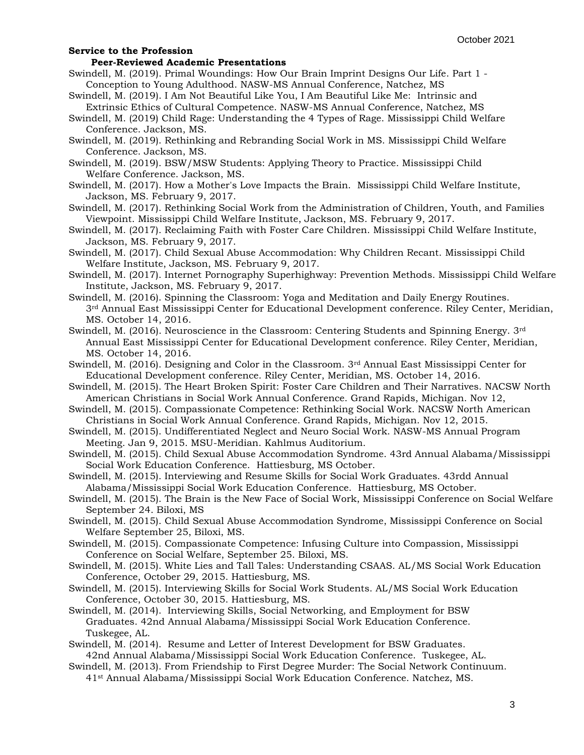**Service to the Profession**

**Peer-Reviewed Academic Presentations**

Swindell, M. (2019). Primal Woundings: How Our Brain Imprint Designs Our Life. Part 1 - Conception to Young Adulthood. NASW-MS Annual Conference, Natchez, MS

Swindell, M. (2019). I Am Not Beautiful Like You, I Am Beautiful Like Me: Intrinsic and Extrinsic Ethics of Cultural Competence. NASW-MS Annual Conference, Natchez, MS

Swindell, M. (2019) Child Rage: Understanding the 4 Types of Rage. Mississippi Child Welfare Conference. Jackson, MS.

Swindell, M. (2019). Rethinking and Rebranding Social Work in MS. Mississippi Child Welfare Conference. Jackson, MS.

Swindell, M. (2019). BSW/MSW Students: Applying Theory to Practice. Mississippi Child Welfare Conference. Jackson, MS.

Swindell, M. (2017). How a Mother's Love Impacts the Brain. Mississippi Child Welfare Institute, Jackson, MS. February 9, 2017.

Swindell, M. (2017). Rethinking Social Work from the Administration of Children, Youth, and Families Viewpoint. Mississippi Child Welfare Institute, Jackson, MS. February 9, 2017.

Swindell, M. (2017). Reclaiming Faith with Foster Care Children. Mississippi Child Welfare Institute, Jackson, MS. February 9, 2017.

Swindell, M. (2017). Child Sexual Abuse Accommodation: Why Children Recant. Mississippi Child Welfare Institute, Jackson, MS. February 9, 2017.

Swindell, M. (2017). Internet Pornography Superhighway: Prevention Methods. Mississippi Child Welfare Institute, Jackson, MS. February 9, 2017.

Swindell, M. (2016). Spinning the Classroom: Yoga and Meditation and Daily Energy Routines. 3rd Annual East Mississippi Center for Educational Development conference. Riley Center, Meridian, MS. October 14, 2016.

Swindell, M. (2016). Neuroscience in the Classroom: Centering Students and Spinning Energy. 3rd Annual East Mississippi Center for Educational Development conference. Riley Center, Meridian, MS. October 14, 2016.

Swindell, M. (2016). Designing and Color in the Classroom. 3rd Annual East Mississippi Center for Educational Development conference. Riley Center, Meridian, MS. October 14, 2016.

Swindell, M. (2015). The Heart Broken Spirit: Foster Care Children and Their Narratives. NACSW North American Christians in Social Work Annual Conference. Grand Rapids, Michigan. Nov 12,

Swindell, M. (2015). Compassionate Competence: Rethinking Social Work. NACSW North American Christians in Social Work Annual Conference. Grand Rapids, Michigan. Nov 12, 2015.

Swindell, M. (2015). Undifferentiated Neglect and Neuro Social Work. NASW-MS Annual Program Meeting. Jan 9, 2015. MSU-Meridian. Kahlmus Auditorium.

Swindell, M. (2015). Child Sexual Abuse Accommodation Syndrome. 43rd Annual Alabama/Mississippi Social Work Education Conference. Hattiesburg, MS October.

Swindell, M. (2015). Interviewing and Resume Skills for Social Work Graduates. 43rdd Annual Alabama/Mississippi Social Work Education Conference. Hattiesburg, MS October.

Swindell, M. (2015). The Brain is the New Face of Social Work, Mississippi Conference on Social Welfare September 24. Biloxi, MS

Swindell, M. (2015). Child Sexual Abuse Accommodation Syndrome, Mississippi Conference on Social Welfare September 25, Biloxi, MS.

Swindell, M. (2015). Compassionate Competence: Infusing Culture into Compassion, Mississippi Conference on Social Welfare, September 25. Biloxi, MS.

Swindell, M. (2015). White Lies and Tall Tales: Understanding CSAAS. AL/MS Social Work Education Conference, October 29, 2015. Hattiesburg, MS.

Swindell, M. (2015). Interviewing Skills for Social Work Students. AL/MS Social Work Education Conference, October 30, 2015. Hattiesburg, MS.

Swindell, M. (2014). Interviewing Skills, Social Networking, and Employment for BSW Graduates. 42nd Annual Alabama/Mississippi Social Work Education Conference. Tuskegee, AL.

Swindell, M. (2014). Resume and Letter of Interest Development for BSW Graduates. 42nd Annual Alabama/Mississippi Social Work Education Conference. Tuskegee, AL.

Swindell, M. (2013). From Friendship to First Degree Murder: The Social Network Continuum. 41st Annual Alabama/Mississippi Social Work Education Conference. Natchez, MS.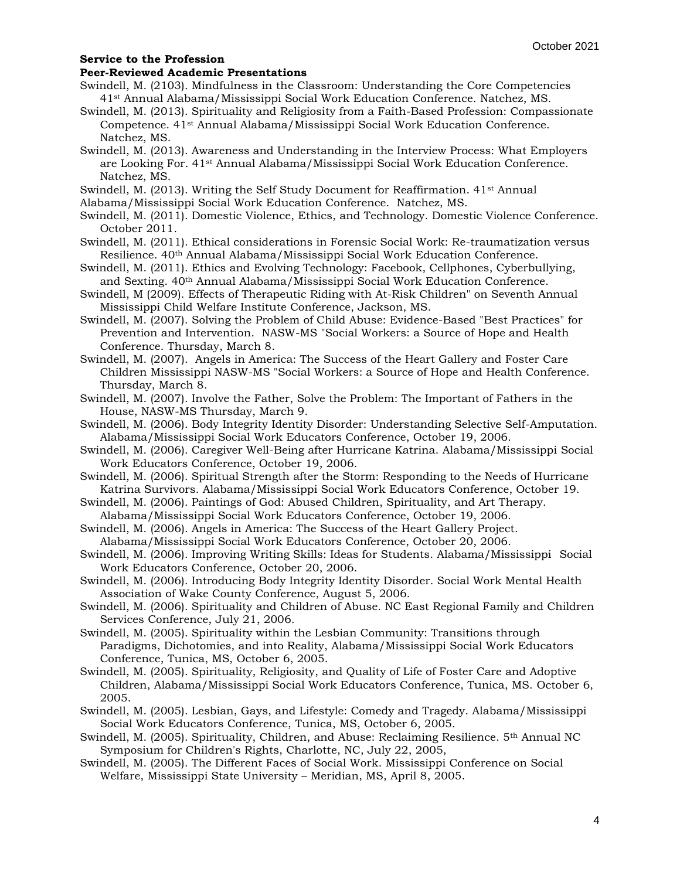**Service to the Profession**

**Peer-Reviewed Academic Presentations**

Swindell, M. (2103). Mindfulness in the Classroom: Understanding the Core Competencies 41st Annual Alabama/Mississippi Social Work Education Conference. Natchez, MS.

Swindell, M. (2013). Spirituality and Religiosity from a Faith-Based Profession: Compassionate Competence. 41st Annual Alabama/Mississippi Social Work Education Conference. Natchez, MS.

Swindell, M. (2013). Awareness and Understanding in the Interview Process: What Employers are Looking For. 41st Annual Alabama/Mississippi Social Work Education Conference. Natchez, MS.

Swindell, M. (2013). Writing the Self Study Document for Reaffirmation. 41st Annual Alabama/Mississippi Social Work Education Conference. Natchez, MS.

Swindell, M. (2011). Domestic Violence, Ethics, and Technology. Domestic Violence Conference. October 2011.

Swindell, M. (2011). Ethical considerations in Forensic Social Work: Re-traumatization versus Resilience. 40th Annual Alabama/Mississippi Social Work Education Conference.

Swindell, M. (2011). Ethics and Evolving Technology: Facebook, Cellphones, Cyberbullying, and Sexting. 40th Annual Alabama/Mississippi Social Work Education Conference.

Swindell, M (2009). Effects of Therapeutic Riding with At-Risk Children" on Seventh Annual Mississippi Child Welfare Institute Conference, Jackson, MS.

Swindell, M. (2007). Solving the Problem of Child Abuse: Evidence-Based "Best Practices" for Prevention and Intervention. NASW-MS "Social Workers: a Source of Hope and Health Conference. Thursday, March 8.

Swindell, M. (2007). Angels in America: The Success of the Heart Gallery and Foster Care Children Mississippi NASW-MS "Social Workers: a Source of Hope and Health Conference. Thursday, March 8.

Swindell, M. (2007). Involve the Father, Solve the Problem: The Important of Fathers in the House, NASW-MS Thursday, March 9.

Swindell, M. (2006). Body Integrity Identity Disorder: Understanding Selective Self-Amputation. Alabama/Mississippi Social Work Educators Conference, October 19, 2006.

Swindell, M. (2006). Caregiver Well-Being after Hurricane Katrina. Alabama/Mississippi Social Work Educators Conference, October 19, 2006.

Swindell, M. (2006). Spiritual Strength after the Storm: Responding to the Needs of Hurricane Katrina Survivors. Alabama/Mississippi Social Work Educators Conference, October 19.

Swindell, M. (2006). Paintings of God: Abused Children, Spirituality, and Art Therapy. Alabama/Mississippi Social Work Educators Conference, October 19, 2006.

Swindell, M. (2006). Angels in America: The Success of the Heart Gallery Project. Alabama/Mississippi Social Work Educators Conference, October 20, 2006.

Swindell, M. (2006). Improving Writing Skills: Ideas for Students. Alabama/Mississippi Social Work Educators Conference, October 20, 2006.

Swindell, M. (2006). Introducing Body Integrity Identity Disorder. Social Work Mental Health Association of Wake County Conference, August 5, 2006.

Swindell, M. (2006). Spirituality and Children of Abuse. NC East Regional Family and Children Services Conference, July 21, 2006.

Swindell, M. (2005). Spirituality within the Lesbian Community: Transitions through Paradigms, Dichotomies, and into Reality, Alabama/Mississippi Social Work Educators Conference, Tunica, MS, October 6, 2005.

Swindell, M. (2005). Spirituality, Religiosity, and Quality of Life of Foster Care and Adoptive Children, Alabama/Mississippi Social Work Educators Conference, Tunica, MS. October 6, 2005.

Swindell, M. (2005). Lesbian, Gays, and Lifestyle: Comedy and Tragedy. Alabama/Mississippi Social Work Educators Conference, Tunica, MS, October 6, 2005.

Swindell, M. (2005). Spirituality, Children, and Abuse: Reclaiming Resilience. 5th Annual NC Symposium for Children's Rights, Charlotte, NC, July 22, 2005,

Swindell, M. (2005). The Different Faces of Social Work. Mississippi Conference on Social Welfare, Mississippi State University – Meridian, MS, April 8, 2005.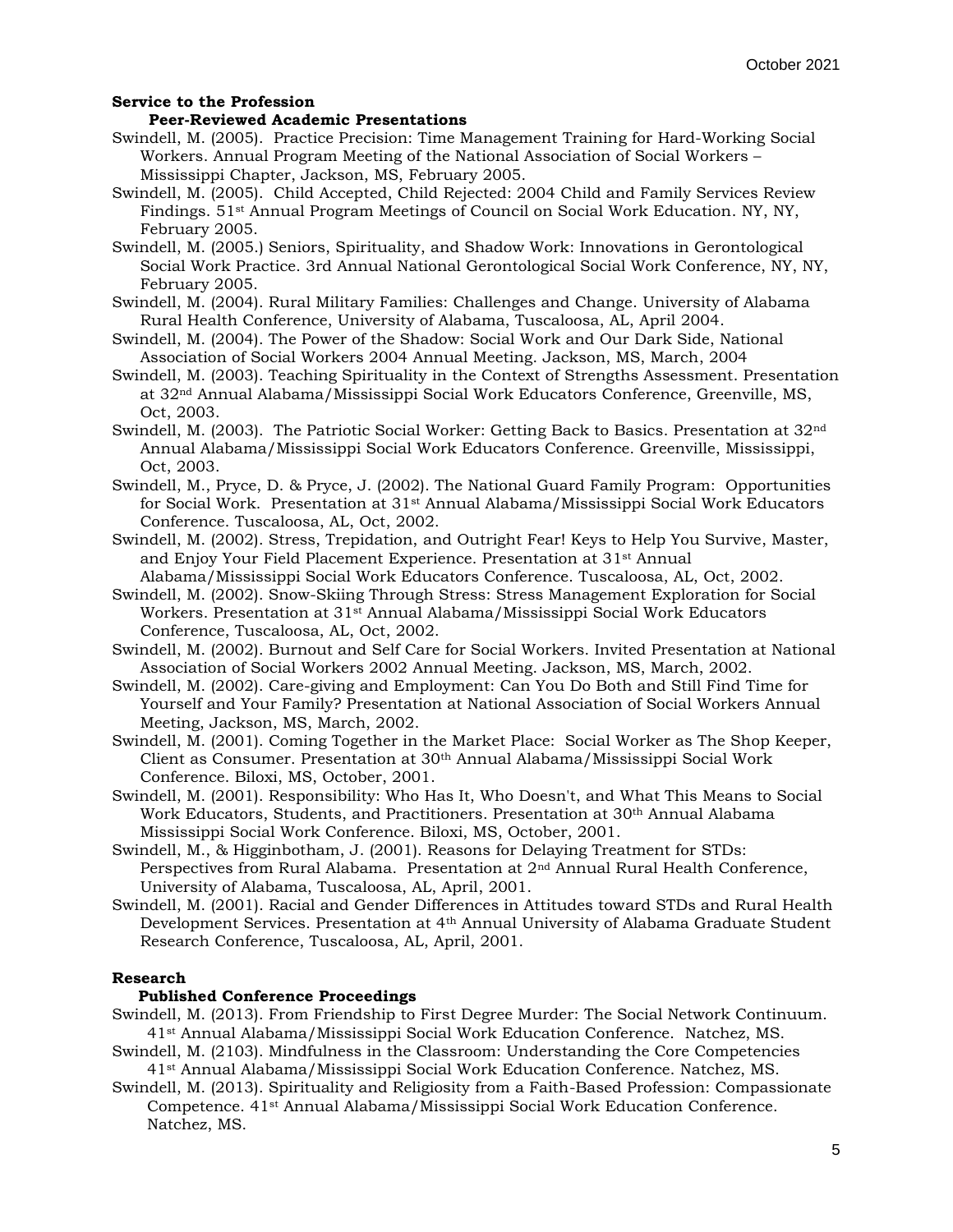**Service to the Profession**

**Peer-Reviewed Academic Presentations**

Swindell, M. (2005). Practice Precision: Time Management Training for Hard-Working Social Workers. Annual Program Meeting of the National Association of Social Workers – Mississippi Chapter, Jackson, MS, February 2005.

Swindell, M. (2005). Child Accepted, Child Rejected: 2004 Child and Family Services Review Findings. 51st Annual Program Meetings of Council on Social Work Education. NY, NY, February 2005.

Swindell, M. (2005.) Seniors, Spirituality, and Shadow Work: Innovations in Gerontological Social Work Practice. 3rd Annual National Gerontological Social Work Conference, NY, NY, February 2005.

Swindell, M. (2004). Rural Military Families: Challenges and Change. University of Alabama Rural Health Conference, University of Alabama, Tuscaloosa, AL, April 2004.

Swindell, M. (2004). The Power of the Shadow: Social Work and Our Dark Side, National Association of Social Workers 2004 Annual Meeting. Jackson, MS, March, 2004

Swindell, M. (2003). Teaching Spirituality in the Context of Strengths Assessment. Presentation at 32nd Annual Alabama/Mississippi Social Work Educators Conference, Greenville, MS, Oct, 2003.

Swindell, M. (2003). The Patriotic Social Worker: Getting Back to Basics. Presentation at 32nd Annual Alabama/Mississippi Social Work Educators Conference. Greenville, Mississippi, Oct, 2003.

Swindell, M., Pryce, D. & Pryce, J. (2002). The National Guard Family Program: Opportunities for Social Work. Presentation at 31st Annual Alabama/Mississippi Social Work Educators Conference. Tuscaloosa, AL, Oct, 2002.

Swindell, M. (2002). Stress, Trepidation, and Outright Fear! Keys to Help You Survive, Master, and Enjoy Your Field Placement Experience. Presentation at 31st Annual Alabama/Mississippi Social Work Educators Conference. Tuscaloosa, AL, Oct, 2002.

Swindell, M. (2002). Snow-Skiing Through Stress: Stress Management Exploration for Social Workers. Presentation at 31st Annual Alabama/Mississippi Social Work Educators Conference, Tuscaloosa, AL, Oct, 2002.

Swindell, M. (2002). Burnout and Self Care for Social Workers. Invited Presentation at National Association of Social Workers 2002 Annual Meeting. Jackson, MS, March, 2002.

Swindell, M. (2002). Care-giving and Employment: Can You Do Both and Still Find Time for Yourself and Your Family? Presentation at National Association of Social Workers Annual Meeting, Jackson, MS, March, 2002.

Swindell, M. (2001). Coming Together in the Market Place: Social Worker as The Shop Keeper, Client as Consumer. Presentation at 30th Annual Alabama/Mississippi Social Work Conference. Biloxi, MS, October, 2001.

Swindell, M. (2001). Responsibility: Who Has It, Who Doesn't, and What This Means to Social Work Educators, Students, and Practitioners. Presentation at 30th Annual Alabama Mississippi Social Work Conference. Biloxi, MS, October, 2001.

Swindell, M., & Higginbotham, J. (2001). Reasons for Delaying Treatment for STDs: Perspectives from Rural Alabama. Presentation at 2nd Annual Rural Health Conference, University of Alabama, Tuscaloosa, AL, April, 2001.

Swindell, M. (2001). Racial and Gender Differences in Attitudes toward STDs and Rural Health Development Services. Presentation at 4th Annual University of Alabama Graduate Student Research Conference, Tuscaloosa, AL, April, 2001.

**Research**

**Published Conference Proceedings**

Swindell, M. (2013). From Friendship to First Degree Murder: The Social Network Continuum. 41st Annual Alabama/Mississippi Social Work Education Conference. Natchez, MS.

Swindell, M. (2103). Mindfulness in the Classroom: Understanding the Core Competencies 41st Annual Alabama/Mississippi Social Work Education Conference. Natchez, MS.

Swindell, M. (2013). Spirituality and Religiosity from a Faith-Based Profession: Compassionate Competence. 41st Annual Alabama/Mississippi Social Work Education Conference. Natchez, MS.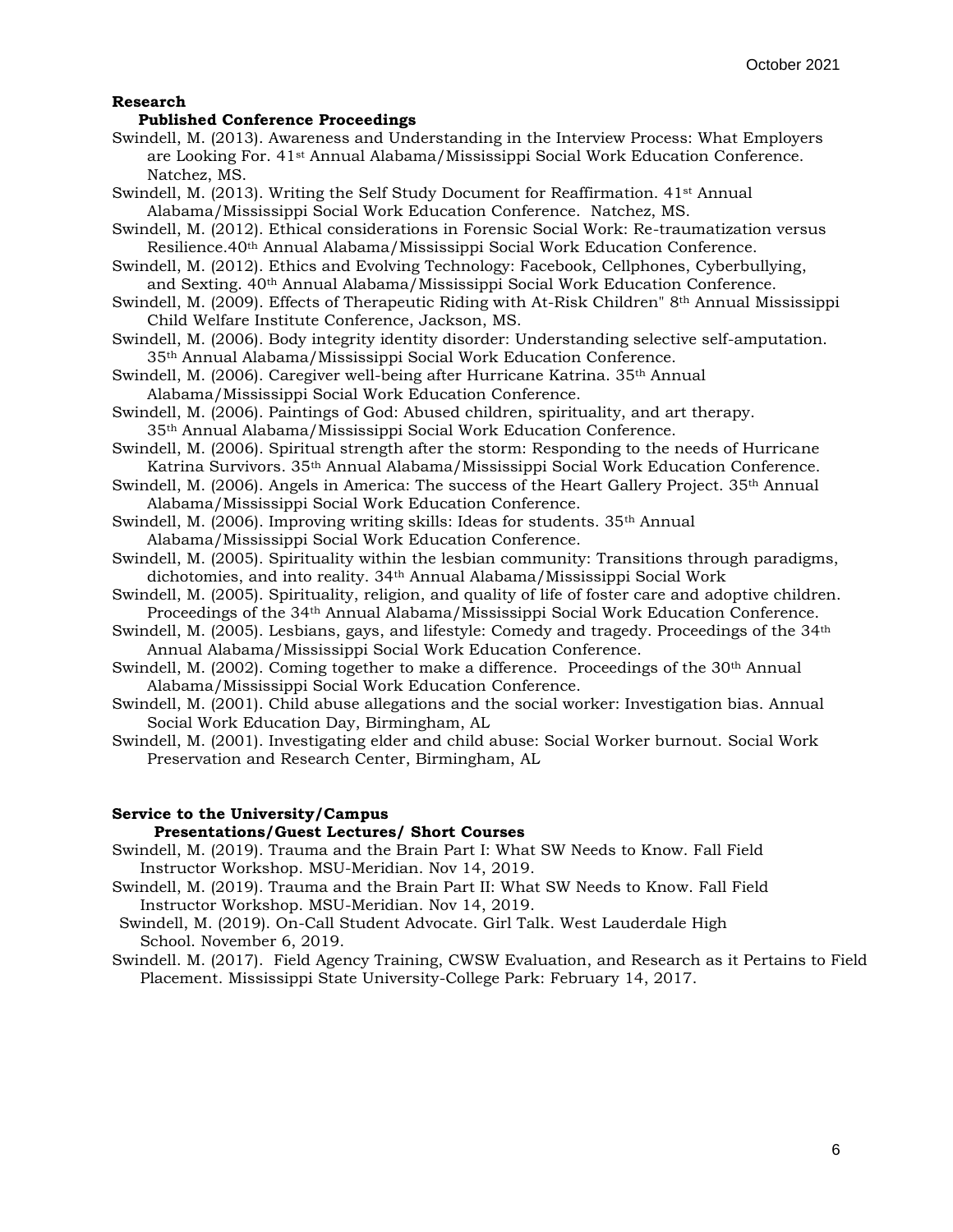**Research**

**Published Conference Proceedings**

Swindell, M. (2013). Awareness and Understanding in the Interview Process: What Employers are Looking For. 41st Annual Alabama/Mississippi Social Work Education Conference. Natchez, MS.

Swindell, M. (2013). Writing the Self Study Document for Reaffirmation. 41st Annual Alabama/Mississippi Social Work Education Conference. Natchez, MS.

Swindell, M. (2012). Ethical considerations in Forensic Social Work: Re-traumatization versus Resilience.40th Annual Alabama/Mississippi Social Work Education Conference.

Swindell, M. (2012). Ethics and Evolving Technology: Facebook, Cellphones, Cyberbullying, and Sexting. 40th Annual Alabama/Mississippi Social Work Education Conference.

Swindell, M. (2009). Effects of Therapeutic Riding with At-Risk Children" 8th Annual Mississippi Child Welfare Institute Conference, Jackson, MS.

Swindell, M. (2006). Body integrity identity disorder: Understanding selective self-amputation. 35th Annual Alabama/Mississippi Social Work Education Conference.

Swindell, M. (2006). Caregiver well-being after Hurricane Katrina. 35th Annual Alabama/Mississippi Social Work Education Conference.

Swindell, M. (2006). Paintings of God: Abused children, spirituality, and art therapy. 35th Annual Alabama/Mississippi Social Work Education Conference.

Swindell, M. (2006). Spiritual strength after the storm: Responding to the needs of Hurricane Katrina Survivors. 35th Annual Alabama/Mississippi Social Work Education Conference.

Swindell, M. (2006). Angels in America: The success of the Heart Gallery Project. 35th Annual Alabama/Mississippi Social Work Education Conference.

Swindell, M. (2006). Improving writing skills: Ideas for students. 35th Annual Alabama/Mississippi Social Work Education Conference.

Swindell, M. (2005). Spirituality within the lesbian community: Transitions through paradigms, dichotomies, and into reality. 34th Annual Alabama/Mississippi Social Work

Swindell, M. (2005). Spirituality, religion, and quality of life of foster care and adoptive children. Proceedings of the 34th Annual Alabama/Mississippi Social Work Education Conference.

Swindell, M. (2005). Lesbians, gays, and lifestyle: Comedy and tragedy. Proceedings of the 34th Annual Alabama/Mississippi Social Work Education Conference.

Swindell, M. (2002). Coming together to make a difference. Proceedings of the 30th Annual Alabama/Mississippi Social Work Education Conference.

Swindell, M. (2001). Child abuse allegations and the social worker: Investigation bias. Annual Social Work Education Day, Birmingham, AL

Swindell, M. (2001). Investigating elder and child abuse: Social Worker burnout. Social Work Preservation and Research Center, Birmingham, AL

**Service to the University/Campus**

**Presentations/Guest Lectures/ Short Courses**

Swindell, M. (2019). Trauma and the Brain Part I: What SW Needs to Know. Fall Field Instructor Workshop. MSU-Meridian. Nov 14, 2019.

Swindell, M. (2019). Trauma and the Brain Part II: What SW Needs to Know. Fall Field Instructor Workshop. MSU-Meridian. Nov 14, 2019.

Swindell, M. (2019). On-Call Student Advocate. Girl Talk. West Lauderdale High School. November 6, 2019.

Swindell. M. (2017). Field Agency Training, CWSW Evaluation, and Research as it Pertains to Field Placement. Mississippi State University-College Park: February 14, 2017.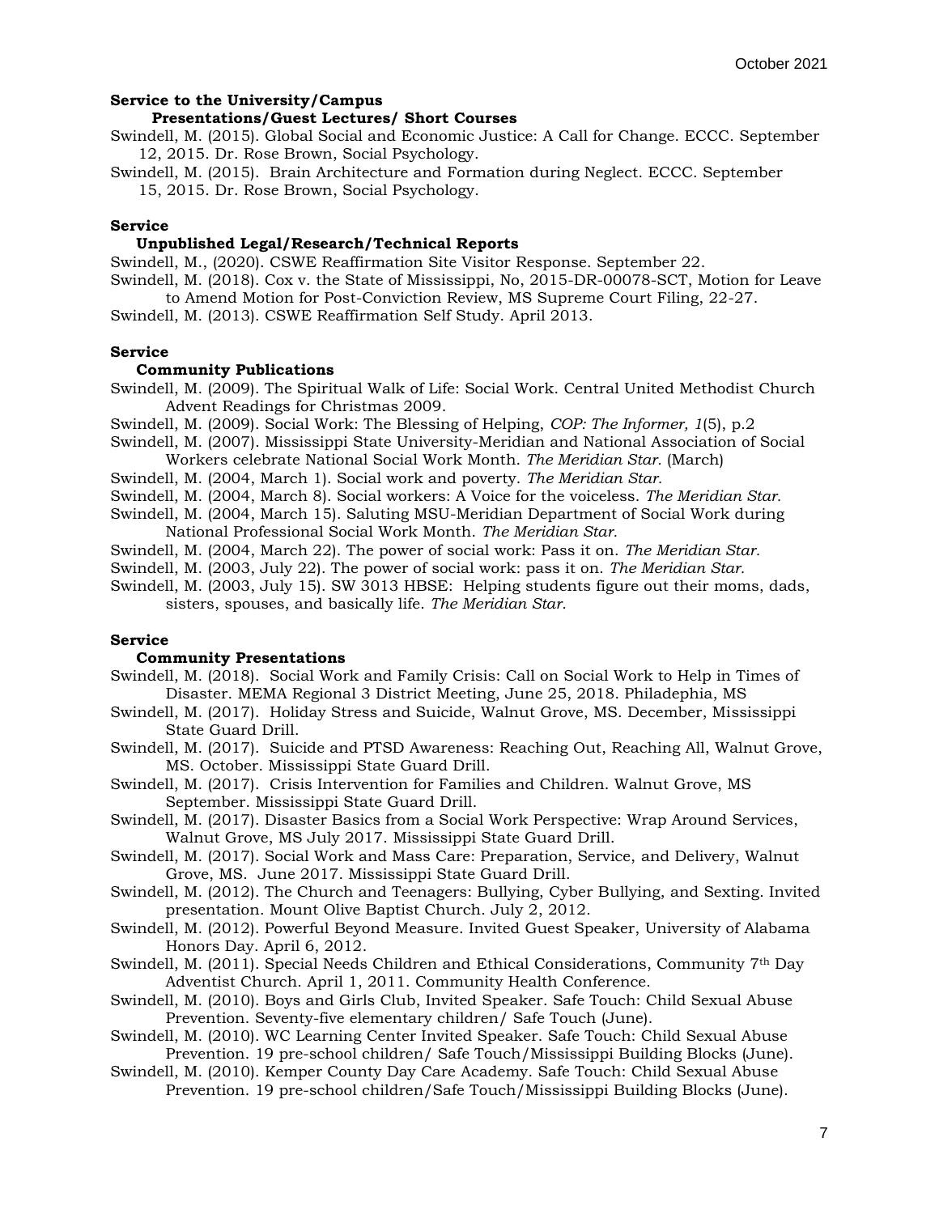**Service to the University/Campus**

**Presentations/Guest Lectures/ Short Courses**

Swindell, M. (2015). Global Social and Economic Justice: A Call for Change. ECCC. September 12, 2015. Dr. Rose Brown, Social Psychology.

Swindell, M. (2015). Brain Architecture and Formation during Neglect. ECCC. September 15, 2015. Dr. Rose Brown, Social Psychology.

**Service**

**Unpublished Legal/Research/Technical Reports**

Swindell, M., (2020). CSWE Reaffirmation Site Visitor Response. September 22.

Swindell, M. (2018). Cox v. the State of Mississippi, No, 2015-DR-00078-SCT, Motion for Leave to Amend Motion for Post-Conviction Review, MS Supreme Court Filing, 22-27.

Swindell, M. (2013). CSWE Reaffirmation Self Study. April 2013.

**Service**

**Community Publications**

Swindell, M. (2009). The Spiritual Walk of Life: Social Work. Central United Methodist Church Advent Readings for Christmas 2009.

Swindell, M. (2009). Social Work: The Blessing of Helping, *COP: The Informer, 1*(5), p.2

Swindell, M. (2007). Mississippi State University-Meridian and National Association of Social Workers celebrate National Social Work Month. *The Meridian Star.* (March)

Swindell, M. (2004, March 1). Social work and poverty. *The Meridian Star.*

Swindell, M. (2004, March 8). Social workers: A Voice for the voiceless. *The Meridian Star.*

Swindell, M. (2004, March 15). Saluting MSU-Meridian Department of Social Work during National Professional Social Work Month. *The Meridian Star.*

Swindell, M. (2004, March 22). The power of social work: Pass it on. *The Meridian Star.*

Swindell, M. (2003, July 22). The power of social work: pass it on. *The Meridian Star.*

Swindell, M. (2003, July 15). SW 3013 HBSE: Helping students figure out their moms, dads, sisters, spouses, and basically life. *The Meridian Star.*

**Service**

**Community Presentations**

Swindell, M. (2018). Social Work and Family Crisis: Call on Social Work to Help in Times of Disaster. MEMA Regional 3 District Meeting, June 25, 2018. Philadephia, MS

Swindell, M. (2017). Holiday Stress and Suicide, Walnut Grove, MS. December, Mississippi State Guard Drill.

Swindell, M. (2017). Suicide and PTSD Awareness: Reaching Out, Reaching All, Walnut Grove, MS. October. Mississippi State Guard Drill.

Swindell, M. (2017). Crisis Intervention for Families and Children. Walnut Grove, MS September. Mississippi State Guard Drill.

Swindell, M. (2017). Disaster Basics from a Social Work Perspective: Wrap Around Services, Walnut Grove, MS July 2017. Mississippi State Guard Drill.

Swindell, M. (2017). Social Work and Mass Care: Preparation, Service, and Delivery, Walnut Grove, MS. June 2017. Mississippi State Guard Drill.

Swindell, M. (2012). The Church and Teenagers: Bullying, Cyber Bullying, and Sexting. Invited presentation. Mount Olive Baptist Church. July 2, 2012.

Swindell, M. (2012). Powerful Beyond Measure. Invited Guest Speaker, University of Alabama Honors Day. April 6, 2012.

Swindell, M. (2011). Special Needs Children and Ethical Considerations, Community 7th Day Adventist Church. April 1, 2011. Community Health Conference.

Swindell, M. (2010). Boys and Girls Club, Invited Speaker. Safe Touch: Child Sexual Abuse Prevention. Seventy-five elementary children/ Safe Touch (June).

Swindell, M. (2010). WC Learning Center Invited Speaker. Safe Touch: Child Sexual Abuse Prevention. 19 pre-school children/ Safe Touch/Mississippi Building Blocks (June).

Swindell, M. (2010). Kemper County Day Care Academy. Safe Touch: Child Sexual Abuse Prevention. 19 pre-school children/Safe Touch/Mississippi Building Blocks (June).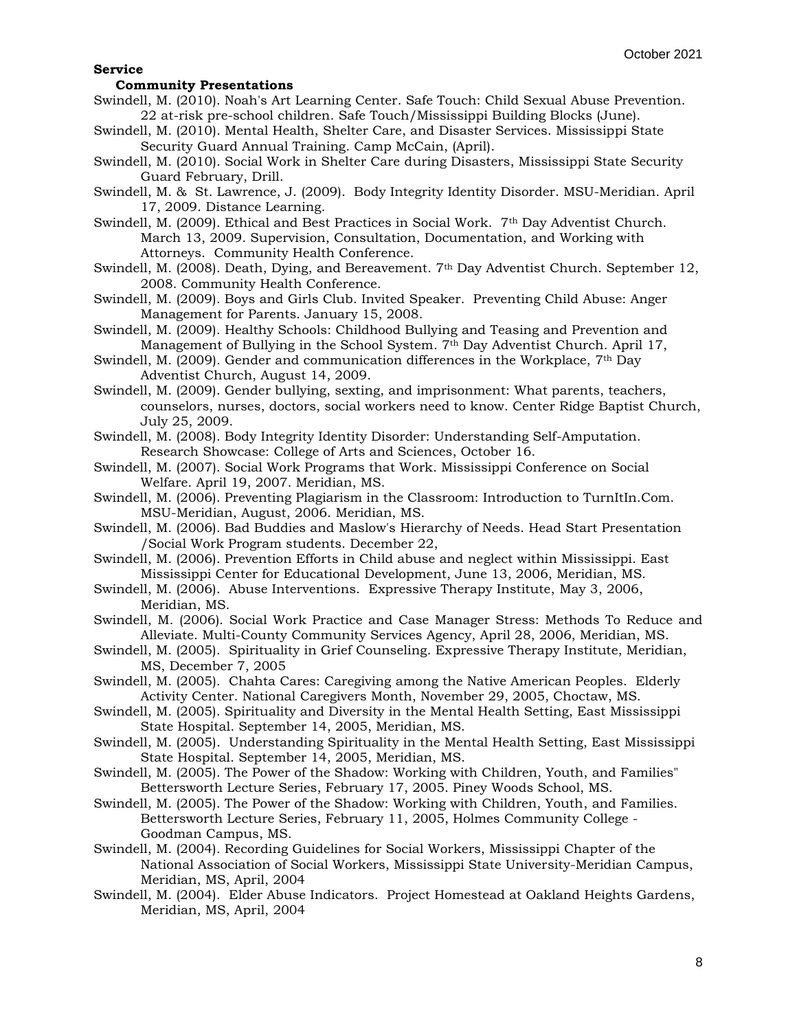**Service**

**Community Presentations**

Swindell, M. (2010). Noah's Art Learning Center. Safe Touch: Child Sexual Abuse Prevention. 22 at-risk pre-school children. Safe Touch/Mississippi Building Blocks (June).

Swindell, M. (2010). Mental Health, Shelter Care, and Disaster Services. Mississippi State Security Guard Annual Training. Camp McCain, (April).

Swindell, M. (2010). Social Work in Shelter Care during Disasters, Mississippi State Security Guard February, Drill.

Swindell, M. & St. Lawrence, J. (2009). Body Integrity Identity Disorder. MSU-Meridian. April 17, 2009. Distance Learning.

Swindell, M. (2009). Ethical and Best Practices in Social Work. 7th Day Adventist Church. March 13, 2009. Supervision, Consultation, Documentation, and Working with Attorneys. Community Health Conference.

Swindell, M. (2008). Death, Dying, and Bereavement. 7th Day Adventist Church. September 12, 2008. Community Health Conference.

Swindell, M. (2009). Boys and Girls Club. Invited Speaker. Preventing Child Abuse: Anger Management for Parents. January 15, 2008.

Swindell, M. (2009). Healthy Schools: Childhood Bullying and Teasing and Prevention and Management of Bullying in the School System. 7th Day Adventist Church. April 17,

Swindell, M. (2009). Gender and communication differences in the Workplace, 7th Day Adventist Church, August 14, 2009.

Swindell, M. (2009). Gender bullying, sexting, and imprisonment: What parents, teachers, counselors, nurses, doctors, social workers need to know. Center Ridge Baptist Church, July 25, 2009.

Swindell, M. (2008). Body Integrity Identity Disorder: Understanding Self-Amputation. Research Showcase: College of Arts and Sciences, October 16.

Swindell, M. (2007). Social Work Programs that Work. Mississippi Conference on Social Welfare. April 19, 2007. Meridian, MS.

Swindell, M. (2006). Preventing Plagiarism in the Classroom: Introduction to TurnItIn.Com. MSU-Meridian, August, 2006. Meridian, MS.

Swindell, M. (2006). Bad Buddies and Maslow's Hierarchy of Needs. Head Start Presentation /Social Work Program students. December 22,

Swindell, M. (2006). Prevention Efforts in Child abuse and neglect within Mississippi. East Mississippi Center for Educational Development, June 13, 2006, Meridian, MS.

Swindell, M. (2006). Abuse Interventions. Expressive Therapy Institute, May 3, 2006, Meridian, MS.

Swindell, M. (2006). Social Work Practice and Case Manager Stress: Methods To Reduce and Alleviate. Multi-County Community Services Agency, April 28, 2006, Meridian, MS.

Swindell, M. (2005). Spirituality in Grief Counseling. Expressive Therapy Institute, Meridian, MS, December 7, 2005

Swindell, M. (2005). Chahta Cares: Caregiving among the Native American Peoples. Elderly Activity Center. National Caregivers Month, November 29, 2005, Choctaw, MS.

Swindell, M. (2005). Spirituality and Diversity in the Mental Health Setting, East Mississippi State Hospital. September 14, 2005, Meridian, MS.

Swindell, M. (2005). Understanding Spirituality in the Mental Health Setting, East Mississippi State Hospital. September 14, 2005, Meridian, MS.

Swindell, M. (2005). The Power of the Shadow: Working with Children, Youth, and Families" Bettersworth Lecture Series, February 17, 2005. Piney Woods School, MS.

Swindell, M. (2005). The Power of the Shadow: Working with Children, Youth, and Families. Bettersworth Lecture Series, February 11, 2005, Holmes Community College - Goodman Campus, MS.

Swindell, M. (2004). Recording Guidelines for Social Workers, Mississippi Chapter of the National Association of Social Workers, Mississippi State University-Meridian Campus, Meridian, MS, April, 2004

Swindell, M. (2004). Elder Abuse Indicators. Project Homestead at Oakland Heights Gardens, Meridian, MS, April, 2004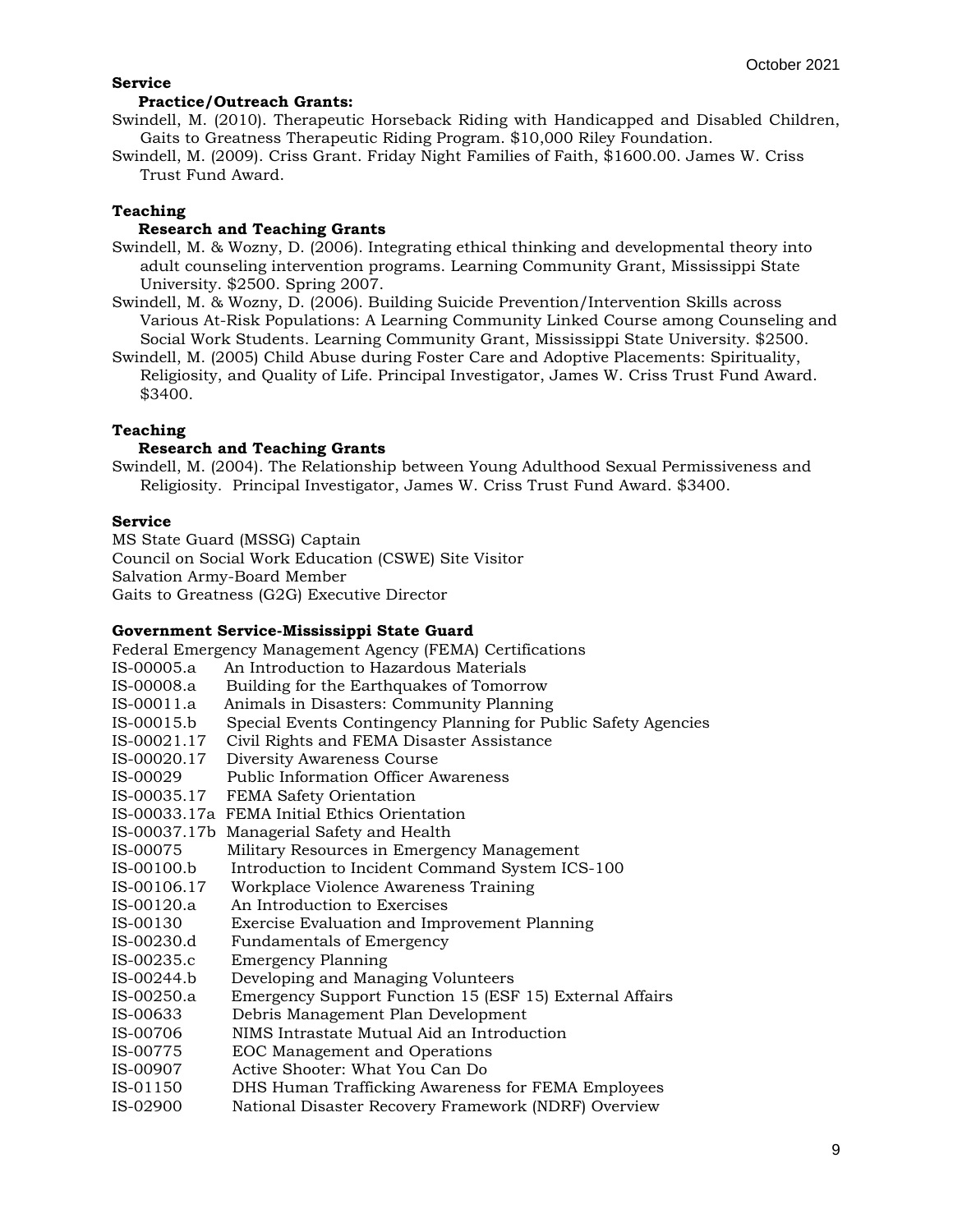**Service**

**Practice/Outreach Grants:**

Swindell, M. (2010). Therapeutic Horseback Riding with Handicapped and Disabled Children, Gaits to Greatness Therapeutic Riding Program. $10,000 Riley Foundation.

Swindell, M. (2009). Criss Grant. Friday Night Families of Faith, $1600.00. James W. Criss Trust Fund Award.

**Teaching**

**Research and Teaching Grants**

Swindell, M. & Wozny, D. (2006). Integrating ethical thinking and developmental theory into adult counseling intervention programs. Learning Community Grant, Mississippi State University. $2500. Spring 2007.

Swindell, M. & Wozny, D. (2006). Building Suicide Prevention/Intervention Skills across Various At-Risk Populations: A Learning Community Linked Course among Counseling and Social Work Students. Learning Community Grant, Mississippi State University. $2500.

Swindell, M. (2005) Child Abuse during Foster Care and Adoptive Placements: Spirituality, Religiosity, and Quality of Life. Principal Investigator, James W. Criss Trust Fund Award. $3400.

**Teaching**

**Research and Teaching Grants**

Swindell, M. (2004). The Relationship between Young Adulthood Sexual Permissiveness and Religiosity. Principal Investigator, James W. Criss Trust Fund Award. $3400.

**Service**

MS State Guard (MSSG) Captain
Council on Social Work Education (CSWE) Site Visitor
Salvation Army-Board Member
Gaits to Greatness (G2G) Executive Director

**Government Service-Mississippi State Guard**

Federal Emergency Management Agency (FEMA) Certifications

IS-00005.a An Introduction to Hazardous Materials
IS-00008.a Building for the Earthquakes of Tomorrow
IS-00011.a Animals in Disasters: Community Planning
IS-00015.b Special Events Contingency Planning for Public Safety Agencies
IS-00021.17 Civil Rights and FEMA Disaster Assistance
IS-00020.17 Diversity Awareness Course
IS-00029 Public Information Officer Awareness
IS-00035.17 FEMA Safety Orientation
IS-00033.17a FEMA Initial Ethics Orientation
IS-00037.17b Managerial Safety and Health
IS-00075 Military Resources in Emergency Management
IS-00100.b Introduction to Incident Command System ICS-100
IS-00106.17 Workplace Violence Awareness Training
IS-00120.a An Introduction to Exercises
IS-00130 Exercise Evaluation and Improvement Planning
IS-00230.d Fundamentals of Emergency
IS-00235.c Emergency Planning
IS-00244.b Developing and Managing Volunteers
IS-00250.a Emergency Support Function 15 (ESF 15) External Affairs
IS-00633 Debris Management Plan Development
IS-00706 NIMS Intrastate Mutual Aid an Introduction
IS-00775 EOC Management and Operations
IS-00907 Active Shooter: What You Can Do
IS-01150 DHS Human Trafficking Awareness for FEMA Employees
IS-02900 National Disaster Recovery Framework (NDRF) Overview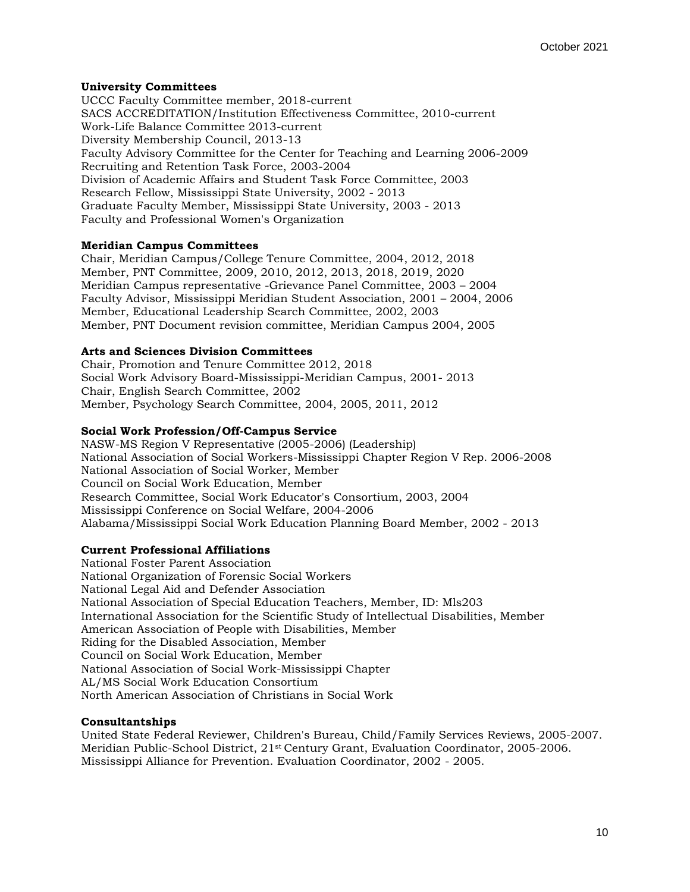**University Committees**

UCCC Faculty Committee member, 2018-current
SACS ACCREDITATION/Institution Effectiveness Committee, 2010-current
Work-Life Balance Committee 2013-current
Diversity Membership Council, 2013-13
Faculty Advisory Committee for the Center for Teaching and Learning 2006-2009
Recruiting and Retention Task Force, 2003-2004
Division of Academic Affairs and Student Task Force Committee, 2003
Research Fellow, Mississippi State University, 2002 - 2013
Graduate Faculty Member, Mississippi State University, 2003 - 2013
Faculty and Professional Women's Organization

**Meridian Campus Committees**

Chair, Meridian Campus/College Tenure Committee, 2004, 2012, 2018
Member, PNT Committee, 2009, 2010, 2012, 2013, 2018, 2019, 2020
Meridian Campus representative -Grievance Panel Committee, 2003 – 2004
Faculty Advisor, Mississippi Meridian Student Association, 2001 – 2004, 2006
Member, Educational Leadership Search Committee, 2002, 2003
Member, PNT Document revision committee, Meridian Campus 2004, 2005

**Arts and Sciences Division Committees**

Chair, Promotion and Tenure Committee 2012, 2018
Social Work Advisory Board-Mississippi-Meridian Campus, 2001- 2013
Chair, English Search Committee, 2002
Member, Psychology Search Committee, 2004, 2005, 2011, 2012

**Social Work Profession/Off-Campus Service**

NASW-MS Region V Representative (2005-2006) (Leadership)
National Association of Social Workers-Mississippi Chapter Region V Rep. 2006-2008
National Association of Social Worker, Member
Council on Social Work Education, Member
Research Committee, Social Work Educator's Consortium, 2003, 2004
Mississippi Conference on Social Welfare, 2004-2006
Alabama/Mississippi Social Work Education Planning Board Member, 2002 - 2013

**Current Professional Affiliations**

National Foster Parent Association
National Organization of Forensic Social Workers
National Legal Aid and Defender Association
National Association of Special Education Teachers, Member, ID: Mls203
International Association for the Scientific Study of Intellectual Disabilities, Member
American Association of People with Disabilities, Member
Riding for the Disabled Association, Member
Council on Social Work Education, Member
National Association of Social Work-Mississippi Chapter
AL/MS Social Work Education Consortium
North American Association of Christians in Social Work

**Consultantships**

United State Federal Reviewer, Children's Bureau, Child/Family Services Reviews, 2005-2007.
Meridian Public-School District, 21st Century Grant, Evaluation Coordinator, 2005-2006.
Mississippi Alliance for Prevention. Evaluation Coordinator, 2002 - 2005.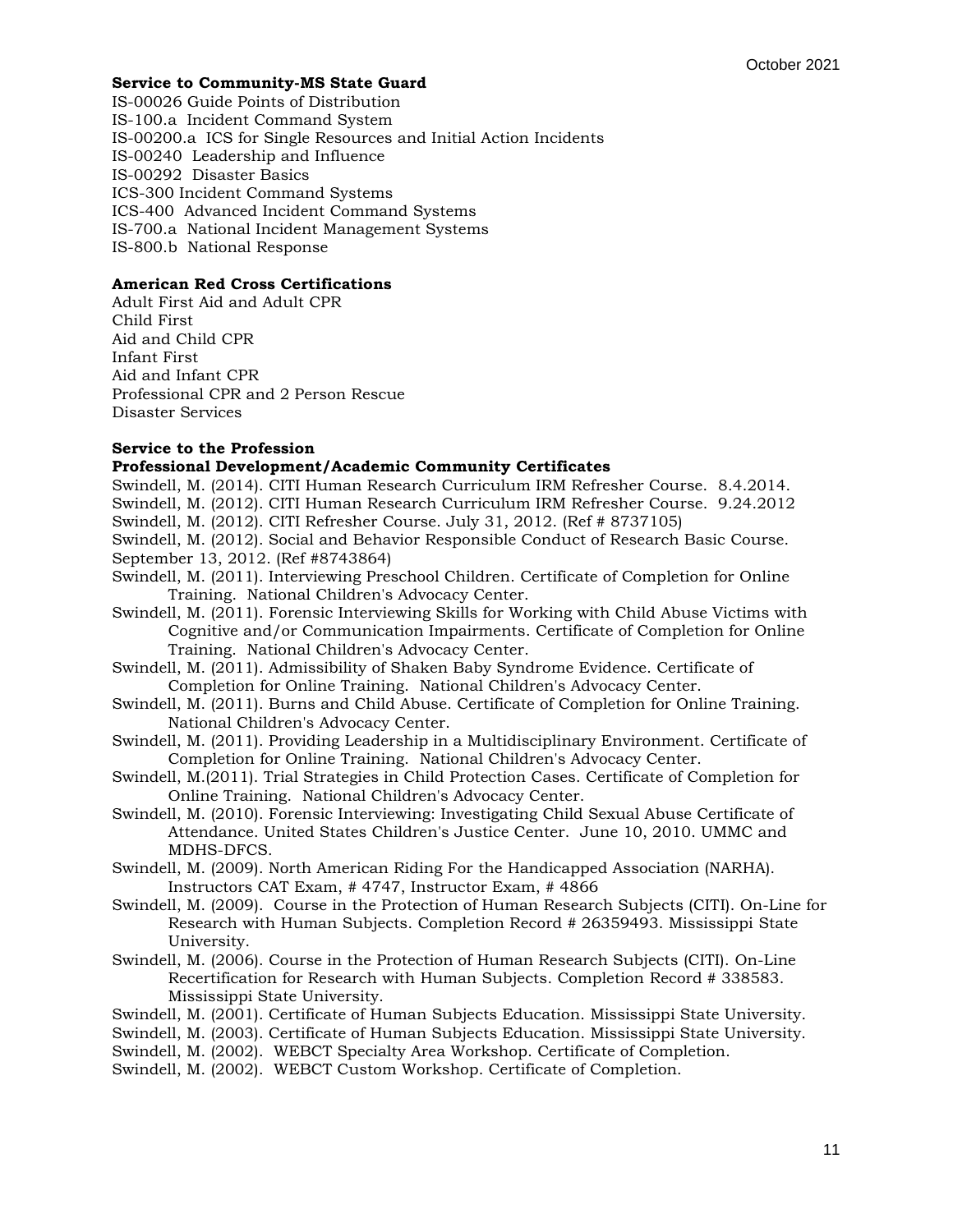**Service to Community-MS State Guard**

IS-00026 Guide Points of Distribution
IS-100.a Incident Command System
IS-00200.a ICS for Single Resources and Initial Action Incidents
IS-00240 Leadership and Influence
IS-00292 Disaster Basics
ICS-300 Incident Command Systems
ICS-400 Advanced Incident Command Systems
IS-700.a National Incident Management Systems
IS-800.b National Response

**American Red Cross Certifications**

Adult First Aid and Adult CPR
Child First
Aid and Child CPR
Infant First
Aid and Infant CPR
Professional CPR and 2 Person Rescue
Disaster Services

**Service to the Profession**

**Professional Development/Academic Community Certificates**

Swindell, M. (2014). CITI Human Research Curriculum IRM Refresher Course. 8.4.2014.

Swindell, M. (2012). CITI Human Research Curriculum IRM Refresher Course. 9.24.2012

Swindell, M. (2012). CITI Refresher Course. July 31, 2012. (Ref # 8737105)

Swindell, M. (2012). Social and Behavior Responsible Conduct of Research Basic Course. September 13, 2012. (Ref #8743864)

Swindell, M. (2011). Interviewing Preschool Children. Certificate of Completion for Online Training. National Children's Advocacy Center.

Swindell, M. (2011). Forensic Interviewing Skills for Working with Child Abuse Victims with Cognitive and/or Communication Impairments. Certificate of Completion for Online Training. National Children's Advocacy Center.

Swindell, M. (2011). Admissibility of Shaken Baby Syndrome Evidence. Certificate of Completion for Online Training. National Children's Advocacy Center.

Swindell, M. (2011). Burns and Child Abuse. Certificate of Completion for Online Training. National Children's Advocacy Center.

Swindell, M. (2011). Providing Leadership in a Multidisciplinary Environment. Certificate of Completion for Online Training. National Children's Advocacy Center.

Swindell, M.(2011). Trial Strategies in Child Protection Cases. Certificate of Completion for Online Training. National Children's Advocacy Center.

Swindell, M. (2010). Forensic Interviewing: Investigating Child Sexual Abuse Certificate of Attendance. United States Children's Justice Center. June 10, 2010. UMMC and MDHS-DFCS.

Swindell, M. (2009). North American Riding For the Handicapped Association (NARHA). Instructors CAT Exam, # 4747, Instructor Exam, # 4866

Swindell, M. (2009). Course in the Protection of Human Research Subjects (CITI). On-Line for Research with Human Subjects. Completion Record # 26359493. Mississippi State University.

Swindell, M. (2006). Course in the Protection of Human Research Subjects (CITI). On-Line Recertification for Research with Human Subjects. Completion Record # 338583. Mississippi State University.

Swindell, M. (2001). Certificate of Human Subjects Education. Mississippi State University.

Swindell, M. (2003). Certificate of Human Subjects Education. Mississippi State University.

Swindell, M. (2002). WEBCT Specialty Area Workshop. Certificate of Completion.

Swindell, M. (2002). WEBCT Custom Workshop. Certificate of Completion.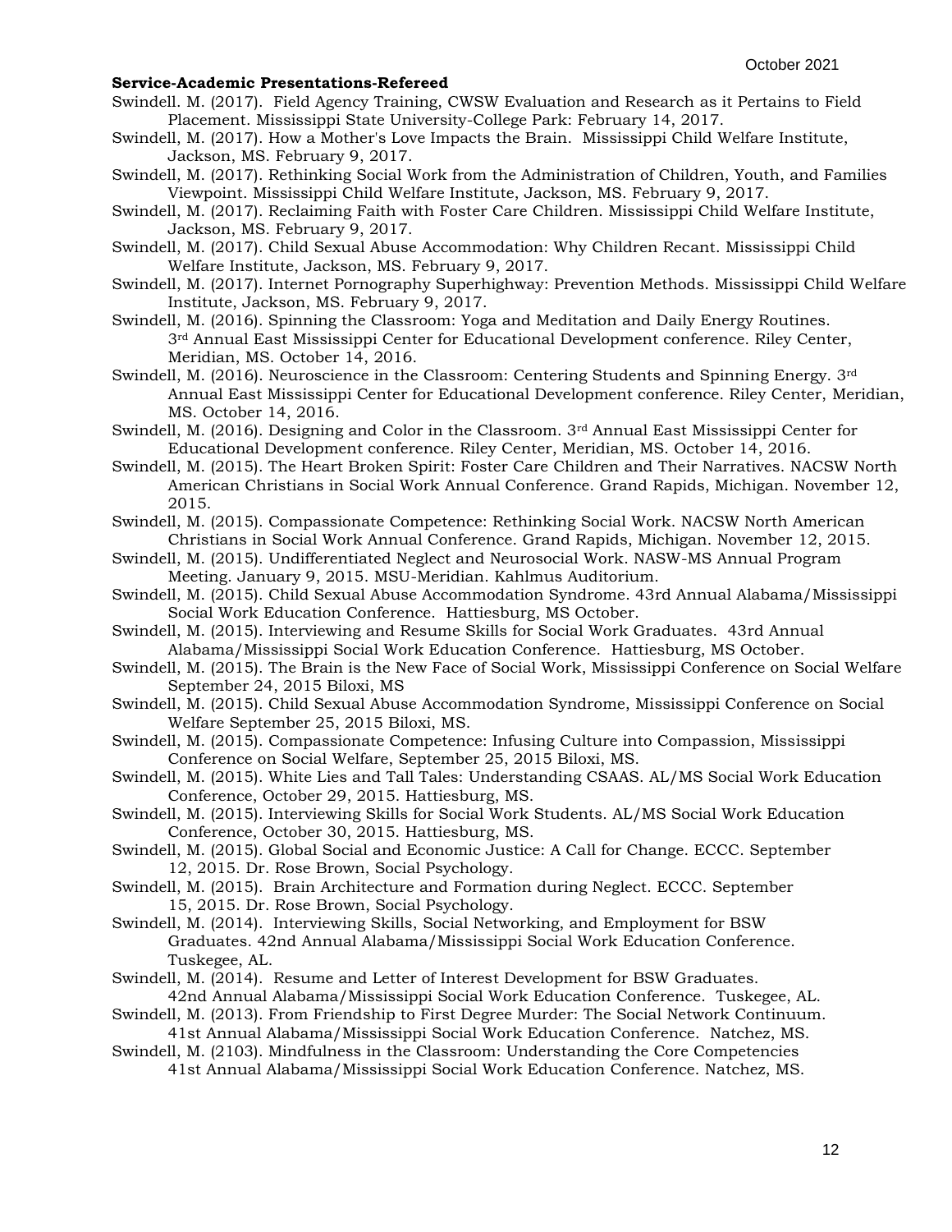**Service-Academic Presentations-Refereed**

Swindell. M. (2017). Field Agency Training, CWSW Evaluation and Research as it Pertains to Field Placement. Mississippi State University-College Park: February 14, 2017.

Swindell, M. (2017). How a Mother's Love Impacts the Brain. Mississippi Child Welfare Institute, Jackson, MS. February 9, 2017.

Swindell, M. (2017). Rethinking Social Work from the Administration of Children, Youth, and Families Viewpoint. Mississippi Child Welfare Institute, Jackson, MS. February 9, 2017.

Swindell, M. (2017). Reclaiming Faith with Foster Care Children. Mississippi Child Welfare Institute, Jackson, MS. February 9, 2017.

Swindell, M. (2017). Child Sexual Abuse Accommodation: Why Children Recant. Mississippi Child Welfare Institute, Jackson, MS. February 9, 2017.

Swindell, M. (2017). Internet Pornography Superhighway: Prevention Methods. Mississippi Child Welfare Institute, Jackson, MS. February 9, 2017.

Swindell, M. (2016). Spinning the Classroom: Yoga and Meditation and Daily Energy Routines. 3rd Annual East Mississippi Center for Educational Development conference. Riley Center, Meridian, MS. October 14, 2016.

Swindell, M. (2016). Neuroscience in the Classroom: Centering Students and Spinning Energy. 3rd Annual East Mississippi Center for Educational Development conference. Riley Center, Meridian, MS. October 14, 2016.

Swindell, M. (2016). Designing and Color in the Classroom. 3rd Annual East Mississippi Center for Educational Development conference. Riley Center, Meridian, MS. October 14, 2016.

Swindell, M. (2015). The Heart Broken Spirit: Foster Care Children and Their Narratives. NACSW North American Christians in Social Work Annual Conference. Grand Rapids, Michigan. November 12, 2015.

Swindell, M. (2015). Compassionate Competence: Rethinking Social Work. NACSW North American Christians in Social Work Annual Conference. Grand Rapids, Michigan. November 12, 2015.

Swindell, M. (2015). Undifferentiated Neglect and Neurosocial Work. NASW-MS Annual Program Meeting. January 9, 2015. MSU-Meridian. Kahlmus Auditorium.

Swindell, M. (2015). Child Sexual Abuse Accommodation Syndrome. 43rd Annual Alabama/Mississippi Social Work Education Conference. Hattiesburg, MS October.

Swindell, M. (2015). Interviewing and Resume Skills for Social Work Graduates. 43rd Annual Alabama/Mississippi Social Work Education Conference. Hattiesburg, MS October.

Swindell, M. (2015). The Brain is the New Face of Social Work, Mississippi Conference on Social Welfare September 24, 2015 Biloxi, MS

Swindell, M. (2015). Child Sexual Abuse Accommodation Syndrome, Mississippi Conference on Social Welfare September 25, 2015 Biloxi, MS.

Swindell, M. (2015). Compassionate Competence: Infusing Culture into Compassion, Mississippi Conference on Social Welfare, September 25, 2015 Biloxi, MS.

Swindell, M. (2015). White Lies and Tall Tales: Understanding CSAAS. AL/MS Social Work Education Conference, October 29, 2015. Hattiesburg, MS.

Swindell, M. (2015). Interviewing Skills for Social Work Students. AL/MS Social Work Education Conference, October 30, 2015. Hattiesburg, MS.

Swindell, M. (2015). Global Social and Economic Justice: A Call for Change. ECCC. September 12, 2015. Dr. Rose Brown, Social Psychology.

Swindell, M. (2015). Brain Architecture and Formation during Neglect. ECCC. September 15, 2015. Dr. Rose Brown, Social Psychology.

Swindell, M. (2014). Interviewing Skills, Social Networking, and Employment for BSW Graduates. 42nd Annual Alabama/Mississippi Social Work Education Conference. Tuskegee, AL.

Swindell, M. (2014). Resume and Letter of Interest Development for BSW Graduates. 42nd Annual Alabama/Mississippi Social Work Education Conference. Tuskegee, AL.

Swindell, M. (2013). From Friendship to First Degree Murder: The Social Network Continuum. 41st Annual Alabama/Mississippi Social Work Education Conference. Natchez, MS.

Swindell, M. (2103). Mindfulness in the Classroom: Understanding the Core Competencies 41st Annual Alabama/Mississippi Social Work Education Conference. Natchez, MS.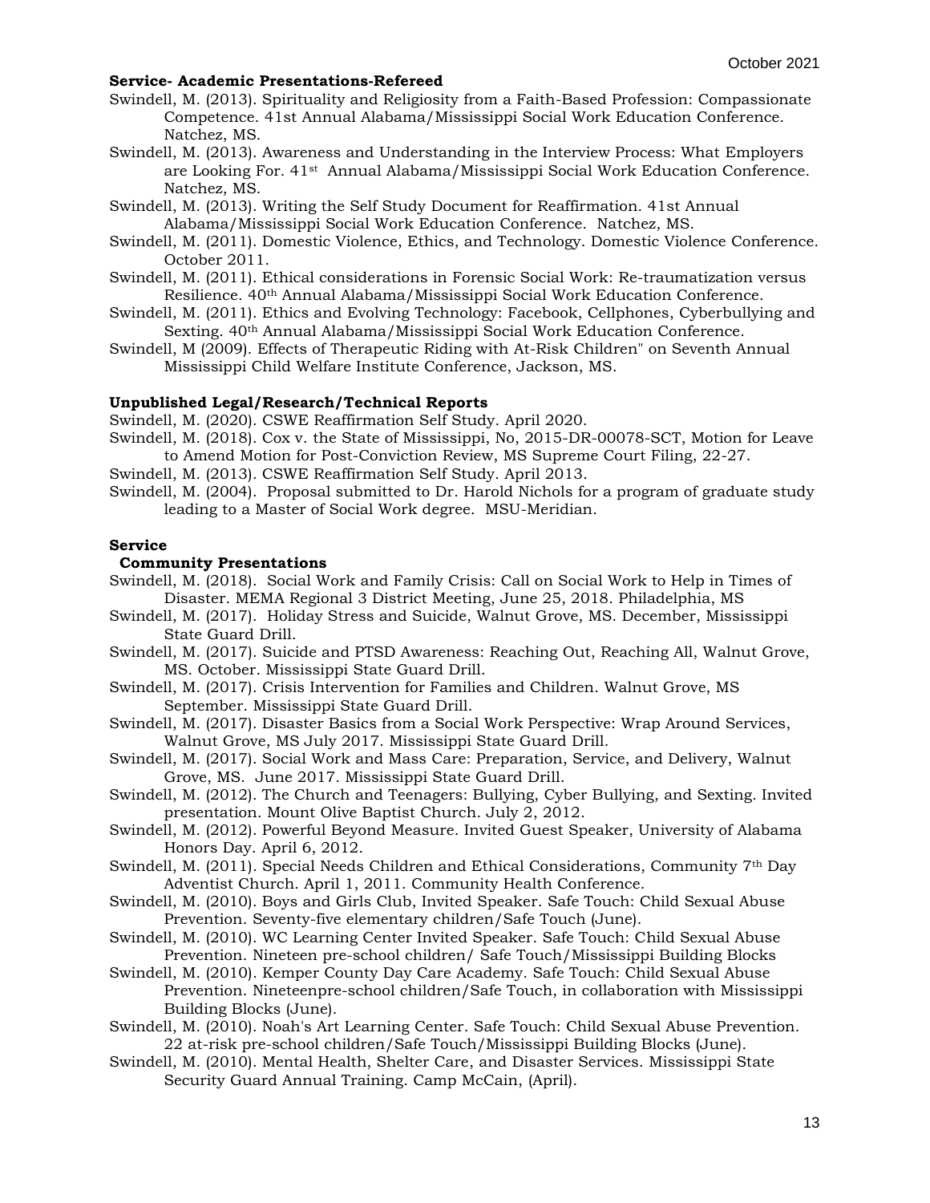**Service- Academic Presentations-Refereed**

Swindell, M. (2013). Spirituality and Religiosity from a Faith-Based Profession: Compassionate Competence. 41st Annual Alabama/Mississippi Social Work Education Conference. Natchez, MS.

Swindell, M. (2013). Awareness and Understanding in the Interview Process: What Employers are Looking For. 41st Annual Alabama/Mississippi Social Work Education Conference. Natchez, MS.

Swindell, M. (2013). Writing the Self Study Document for Reaffirmation. 41st Annual Alabama/Mississippi Social Work Education Conference. Natchez, MS.

Swindell, M. (2011). Domestic Violence, Ethics, and Technology. Domestic Violence Conference. October 2011.

Swindell, M. (2011). Ethical considerations in Forensic Social Work: Re-traumatization versus Resilience. 40th Annual Alabama/Mississippi Social Work Education Conference.

Swindell, M. (2011). Ethics and Evolving Technology: Facebook, Cellphones, Cyberbullying and Sexting. 40th Annual Alabama/Mississippi Social Work Education Conference.

Swindell, M (2009). Effects of Therapeutic Riding with At-Risk Children" on Seventh Annual Mississippi Child Welfare Institute Conference, Jackson, MS.

**Unpublished Legal/Research/Technical Reports**

Swindell, M. (2020). CSWE Reaffirmation Self Study. April 2020.

Swindell, M. (2018). Cox v. the State of Mississippi, No, 2015-DR-00078-SCT, Motion for Leave to Amend Motion for Post-Conviction Review, MS Supreme Court Filing, 22-27.

Swindell, M. (2013). CSWE Reaffirmation Self Study. April 2013.

Swindell, M. (2004). Proposal submitted to Dr. Harold Nichols for a program of graduate study leading to a Master of Social Work degree. MSU-Meridian.

**Service**

**Community Presentations**

Swindell, M. (2018). Social Work and Family Crisis: Call on Social Work to Help in Times of Disaster. MEMA Regional 3 District Meeting, June 25, 2018. Philadelphia, MS

Swindell, M. (2017). Holiday Stress and Suicide, Walnut Grove, MS. December, Mississippi State Guard Drill.

Swindell, M. (2017). Suicide and PTSD Awareness: Reaching Out, Reaching All, Walnut Grove, MS. October. Mississippi State Guard Drill.

Swindell, M. (2017). Crisis Intervention for Families and Children. Walnut Grove, MS September. Mississippi State Guard Drill.

Swindell, M. (2017). Disaster Basics from a Social Work Perspective: Wrap Around Services, Walnut Grove, MS July 2017. Mississippi State Guard Drill.

Swindell, M. (2017). Social Work and Mass Care: Preparation, Service, and Delivery, Walnut Grove, MS. June 2017. Mississippi State Guard Drill.

Swindell, M. (2012). The Church and Teenagers: Bullying, Cyber Bullying, and Sexting. Invited presentation. Mount Olive Baptist Church. July 2, 2012.

Swindell, M. (2012). Powerful Beyond Measure. Invited Guest Speaker, University of Alabama Honors Day. April 6, 2012.

Swindell, M. (2011). Special Needs Children and Ethical Considerations, Community 7th Day Adventist Church. April 1, 2011. Community Health Conference.

Swindell, M. (2010). Boys and Girls Club, Invited Speaker. Safe Touch: Child Sexual Abuse Prevention. Seventy-five elementary children/Safe Touch (June).

Swindell, M. (2010). WC Learning Center Invited Speaker. Safe Touch: Child Sexual Abuse Prevention. Nineteen pre-school children/ Safe Touch/Mississippi Building Blocks

Swindell, M. (2010). Kemper County Day Care Academy. Safe Touch: Child Sexual Abuse Prevention. Nineteenpre-school children/Safe Touch, in collaboration with Mississippi Building Blocks (June).

Swindell, M. (2010). Noah's Art Learning Center. Safe Touch: Child Sexual Abuse Prevention. 22 at-risk pre-school children/Safe Touch/Mississippi Building Blocks (June).

Swindell, M. (2010). Mental Health, Shelter Care, and Disaster Services. Mississippi State Security Guard Annual Training. Camp McCain, (April).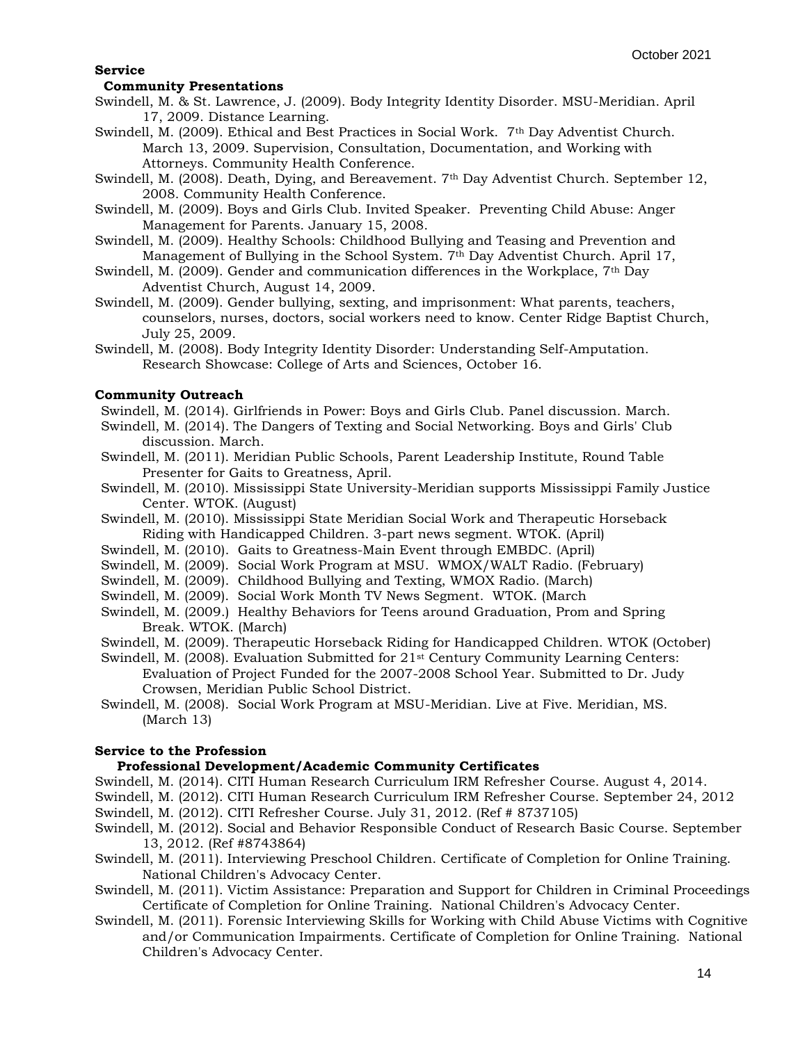## Service

### Community Presentations

Swindell, M. & St. Lawrence, J. (2009). Body Integrity Identity Disorder. MSU-Meridian. April 17, 2009. Distance Learning.

Swindell, M. (2009). Ethical and Best Practices in Social Work. 7th Day Adventist Church. March 13, 2009. Supervision, Consultation, Documentation, and Working with Attorneys. Community Health Conference.

Swindell, M. (2008). Death, Dying, and Bereavement. 7th Day Adventist Church. September 12, 2008. Community Health Conference.

Swindell, M. (2009). Boys and Girls Club. Invited Speaker. Preventing Child Abuse: Anger Management for Parents. January 15, 2008.

Swindell, M. (2009). Healthy Schools: Childhood Bullying and Teasing and Prevention and Management of Bullying in the School System. 7th Day Adventist Church. April 17,

Swindell, M. (2009). Gender and communication differences in the Workplace, 7th Day Adventist Church, August 14, 2009.

Swindell, M. (2009). Gender bullying, sexting, and imprisonment: What parents, teachers, counselors, nurses, doctors, social workers need to know. Center Ridge Baptist Church, July 25, 2009.

Swindell, M. (2008). Body Integrity Identity Disorder: Understanding Self-Amputation. Research Showcase: College of Arts and Sciences, October 16.

### Community Outreach

Swindell, M. (2014). Girlfriends in Power: Boys and Girls Club. Panel discussion. March.

Swindell, M. (2014). The Dangers of Texting and Social Networking. Boys and Girls' Club discussion. March.

Swindell, M. (2011). Meridian Public Schools, Parent Leadership Institute, Round Table Presenter for Gaits to Greatness, April.

Swindell, M. (2010). Mississippi State University-Meridian supports Mississippi Family Justice Center. WTOK. (August)

Swindell, M. (2010). Mississippi State Meridian Social Work and Therapeutic Horseback Riding with Handicapped Children. 3-part news segment. WTOK. (April)

Swindell, M. (2010). Gaits to Greatness-Main Event through EMBDC. (April)

Swindell, M. (2009). Social Work Program at MSU. WMOX/WALT Radio. (February)

Swindell, M. (2009). Childhood Bullying and Texting, WMOX Radio. (March)

Swindell, M. (2009). Social Work Month TV News Segment. WTOK. (March

Swindell, M. (2009.) Healthy Behaviors for Teens around Graduation, Prom and Spring Break. WTOK. (March)

Swindell, M. (2009). Therapeutic Horseback Riding for Handicapped Children. WTOK (October)

Swindell, M. (2008). Evaluation Submitted for 21st Century Community Learning Centers: Evaluation of Project Funded for the 2007-2008 School Year. Submitted to Dr. Judy Crowsen, Meridian Public School District.

Swindell, M. (2008). Social Work Program at MSU-Meridian. Live at Five. Meridian, MS. (March 13)

## Service to the Profession

### Professional Development/Academic Community Certificates

Swindell, M. (2014). CITI Human Research Curriculum IRM Refresher Course. August 4, 2014.

Swindell, M. (2012). CITI Human Research Curriculum IRM Refresher Course. September 24, 2012

Swindell, M. (2012). CITI Refresher Course. July 31, 2012. (Ref # 8737105)

Swindell, M. (2012). Social and Behavior Responsible Conduct of Research Basic Course. September 13, 2012. (Ref #8743864)

Swindell, M. (2011). Interviewing Preschool Children. Certificate of Completion for Online Training. National Children's Advocacy Center.

Swindell, M. (2011). Victim Assistance: Preparation and Support for Children in Criminal Proceedings Certificate of Completion for Online Training. National Children's Advocacy Center.

Swindell, M. (2011). Forensic Interviewing Skills for Working with Child Abuse Victims with Cognitive and/or Communication Impairments. Certificate of Completion for Online Training. National Children's Advocacy Center.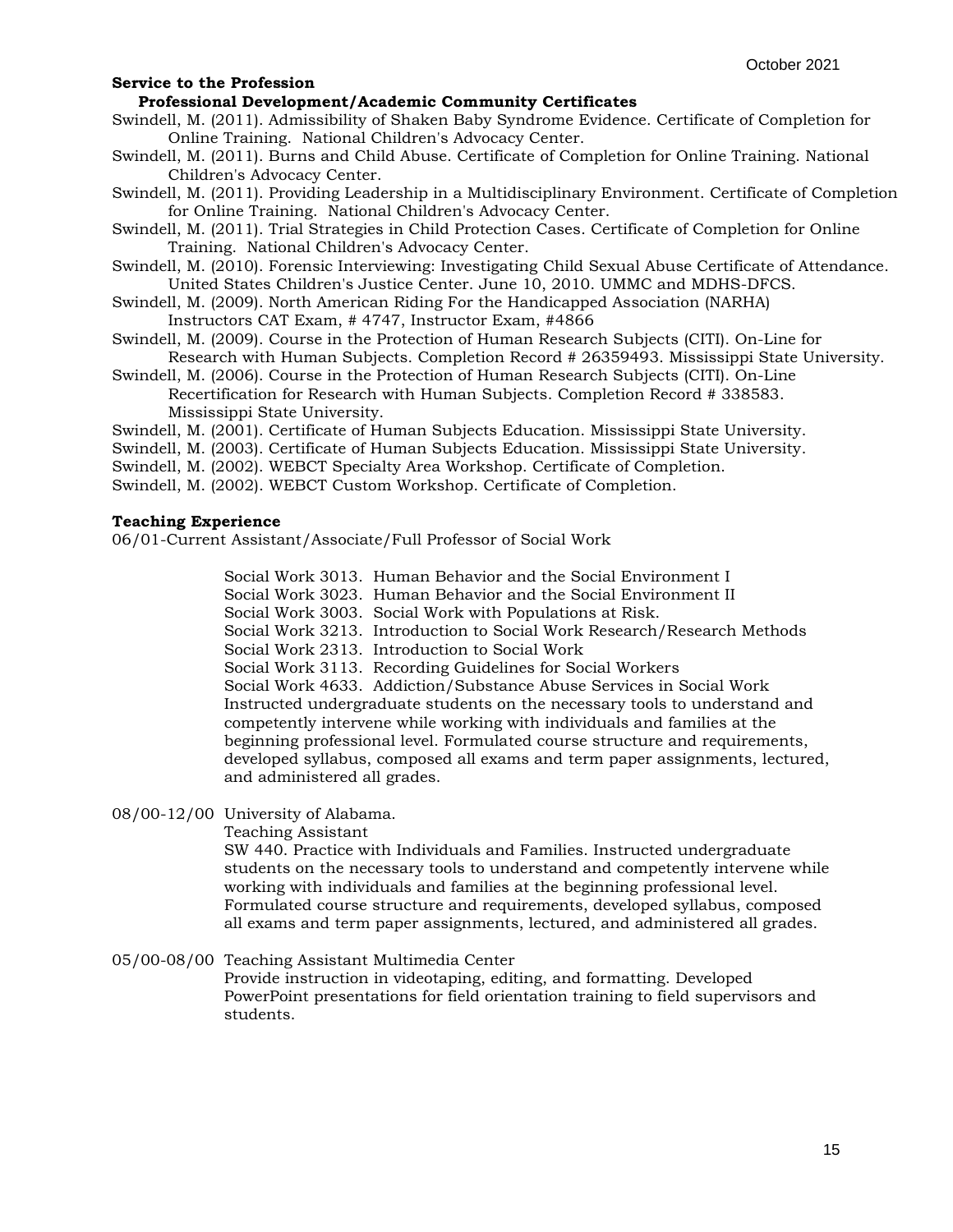**Service to the Profession**

**Professional Development/Academic Community Certificates**

Swindell, M. (2011). Admissibility of Shaken Baby Syndrome Evidence. Certificate of Completion for Online Training. National Children's Advocacy Center.

Swindell, M. (2011). Burns and Child Abuse. Certificate of Completion for Online Training. National Children's Advocacy Center.

Swindell, M. (2011). Providing Leadership in a Multidisciplinary Environment. Certificate of Completion for Online Training. National Children's Advocacy Center.

Swindell, M. (2011). Trial Strategies in Child Protection Cases. Certificate of Completion for Online Training. National Children's Advocacy Center.

Swindell, M. (2010). Forensic Interviewing: Investigating Child Sexual Abuse Certificate of Attendance. United States Children's Justice Center. June 10, 2010. UMMC and MDHS-DFCS.

Swindell, M. (2009). North American Riding For the Handicapped Association (NARHA) Instructors CAT Exam, # 4747, Instructor Exam, #4866

Swindell, M. (2009). Course in the Protection of Human Research Subjects (CITI). On-Line for Research with Human Subjects. Completion Record # 26359493. Mississippi State University.

Swindell, M. (2006). Course in the Protection of Human Research Subjects (CITI). On-Line Recertification for Research with Human Subjects. Completion Record # 338583. Mississippi State University.

Swindell, M. (2001). Certificate of Human Subjects Education. Mississippi State University.

Swindell, M. (2003). Certificate of Human Subjects Education. Mississippi State University.

Swindell, M. (2002). WEBCT Specialty Area Workshop. Certificate of Completion.

Swindell, M. (2002). WEBCT Custom Workshop. Certificate of Completion.

**Teaching Experience**

06/01-Current Assistant/Associate/Full Professor of Social Work

Social Work 3013. Human Behavior and the Social Environment I
Social Work 3023. Human Behavior and the Social Environment II
Social Work 3003. Social Work with Populations at Risk.
Social Work 3213. Introduction to Social Work Research/Research Methods
Social Work 2313. Introduction to Social Work
Social Work 3113. Recording Guidelines for Social Workers
Social Work 4633. Addiction/Substance Abuse Services in Social Work
Instructed undergraduate students on the necessary tools to understand and competently intervene while working with individuals and families at the beginning professional level. Formulated course structure and requirements, developed syllabus, composed all exams and term paper assignments, lectured, and administered all grades.

08/00-12/00 University of Alabama.
Teaching Assistant
SW 440. Practice with Individuals and Families. Instructed undergraduate students on the necessary tools to understand and competently intervene while working with individuals and families at the beginning professional level. Formulated course structure and requirements, developed syllabus, composed all exams and term paper assignments, lectured, and administered all grades.

05/00-08/00 Teaching Assistant Multimedia Center
Provide instruction in videotaping, editing, and formatting. Developed PowerPoint presentations for field orientation training to field supervisors and students.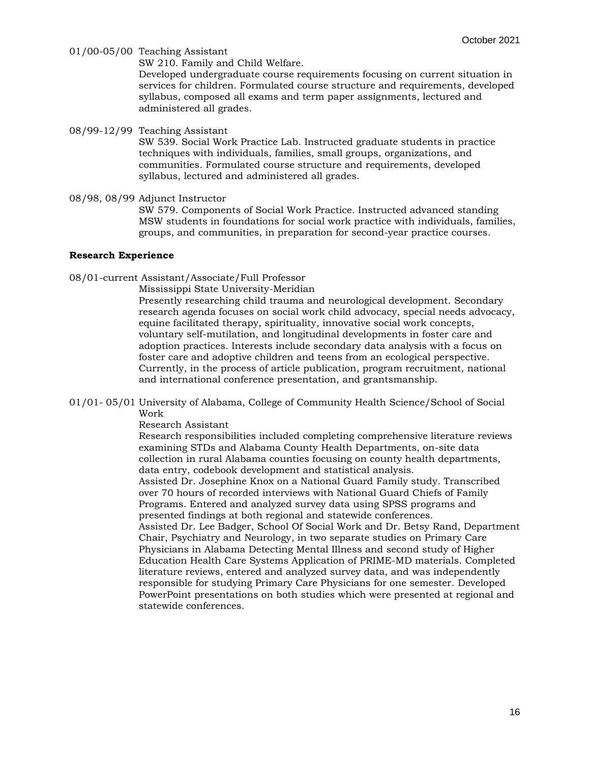01/00-05/00 Teaching Assistant
SW 210. Family and Child Welfare.
Developed undergraduate course requirements focusing on current situation in services for children. Formulated course structure and requirements, developed syllabus, composed all exams and term paper assignments, lectured and administered all grades.

08/99-12/99 Teaching Assistant
SW 539. Social Work Practice Lab. Instructed graduate students in practice techniques with individuals, families, small groups, organizations, and communities. Formulated course structure and requirements, developed syllabus, lectured and administered all grades.

08/98, 08/99 Adjunct Instructor
SW 579. Components of Social Work Practice. Instructed advanced standing MSW students in foundations for social work practice with individuals, families, groups, and communities, in preparation for second-year practice courses.

**Research Experience**

08/01-current Assistant/Associate/Full Professor
Mississippi State University-Meridian
Presently researching child trauma and neurological development. Secondary research agenda focuses on social work child advocacy, special needs advocacy, equine facilitated therapy, spirituality, innovative social work concepts, voluntary self-mutilation, and longitudinal developments in foster care and adoption practices. Interests include secondary data analysis with a focus on foster care and adoptive children and teens from an ecological perspective. Currently, in the process of article publication, program recruitment, national and international conference presentation, and grantsmanship.

01/01- 05/01 University of Alabama, College of Community Health Science/School of Social Work
Research Assistant
Research responsibilities included completing comprehensive literature reviews examining STDs and Alabama County Health Departments, on-site data collection in rural Alabama counties focusing on county health departments, data entry, codebook development and statistical analysis.
Assisted Dr. Josephine Knox on a National Guard Family study. Transcribed over 70 hours of recorded interviews with National Guard Chiefs of Family Programs. Entered and analyzed survey data using SPSS programs and presented findings at both regional and statewide conferences.
Assisted Dr. Lee Badger, School Of Social Work and Dr. Betsy Rand, Department Chair, Psychiatry and Neurology, in two separate studies on Primary Care Physicians in Alabama Detecting Mental Illness and second study of Higher Education Health Care Systems Application of PRIME-MD materials. Completed literature reviews, entered and analyzed survey data, and was independently responsible for studying Primary Care Physicians for one semester. Developed PowerPoint presentations on both studies which were presented at regional and statewide conferences.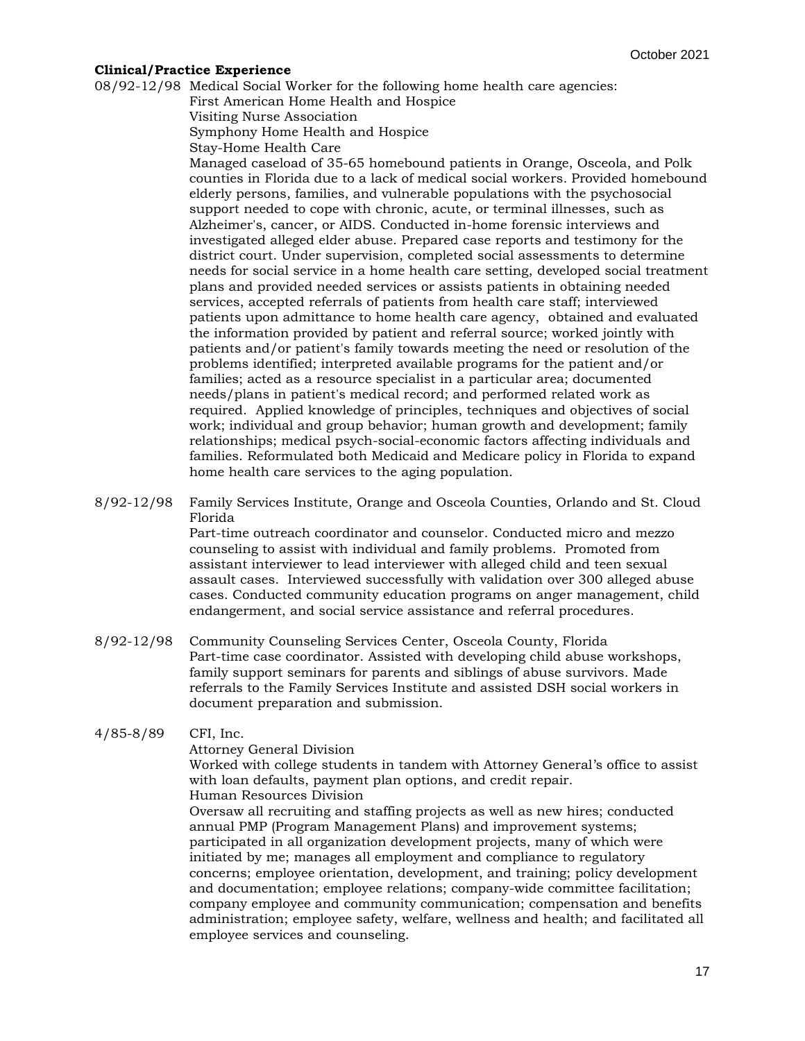**Clinical/Practice Experience**

08/92-12/98 Medical Social Worker for the following home health care agencies:
First American Home Health and Hospice
Visiting Nurse Association
Symphony Home Health and Hospice
Stay-Home Health Care
Managed caseload of 35-65 homebound patients in Orange, Osceola, and Polk counties in Florida due to a lack of medical social workers. Provided homebound elderly persons, families, and vulnerable populations with the psychosocial support needed to cope with chronic, acute, or terminal illnesses, such as Alzheimer's, cancer, or AIDS. Conducted in-home forensic interviews and investigated alleged elder abuse. Prepared case reports and testimony for the district court. Under supervision, completed social assessments to determine needs for social service in a home health care setting, developed social treatment plans and provided needed services or assists patients in obtaining needed services, accepted referrals of patients from health care staff; interviewed patients upon admittance to home health care agency, obtained and evaluated the information provided by patient and referral source; worked jointly with patients and/or patient's family towards meeting the need or resolution of the problems identified; interpreted available programs for the patient and/or families; acted as a resource specialist in a particular area; documented needs/plans in patient's medical record; and performed related work as required. Applied knowledge of principles, techniques and objectives of social work; individual and group behavior; human growth and development; family relationships; medical psych-social-economic factors affecting individuals and families. Reformulated both Medicaid and Medicare policy in Florida to expand home health care services to the aging population.

8/92-12/98 Family Services Institute, Orange and Osceola Counties, Orlando and St. Cloud Florida
Part-time outreach coordinator and counselor. Conducted micro and mezzo counseling to assist with individual and family problems. Promoted from assistant interviewer to lead interviewer with alleged child and teen sexual assault cases. Interviewed successfully with validation over 300 alleged abuse cases. Conducted community education programs on anger management, child endangerment, and social service assistance and referral procedures.

8/92-12/98 Community Counseling Services Center, Osceola County, Florida
Part-time case coordinator. Assisted with developing child abuse workshops, family support seminars for parents and siblings of abuse survivors. Made referrals to the Family Services Institute and assisted DSH social workers in document preparation and submission.

4/85-8/89 CFI, Inc.
Attorney General Division
Worked with college students in tandem with Attorney General's office to assist with loan defaults, payment plan options, and credit repair.
Human Resources Division
Oversaw all recruiting and staffing projects as well as new hires; conducted annual PMP (Program Management Plans) and improvement systems; participated in all organization development projects, many of which were initiated by me; manages all employment and compliance to regulatory concerns; employee orientation, development, and training; policy development and documentation; employee relations; company-wide committee facilitation; company employee and community communication; compensation and benefits administration; employee safety, welfare, wellness and health; and facilitated all employee services and counseling.